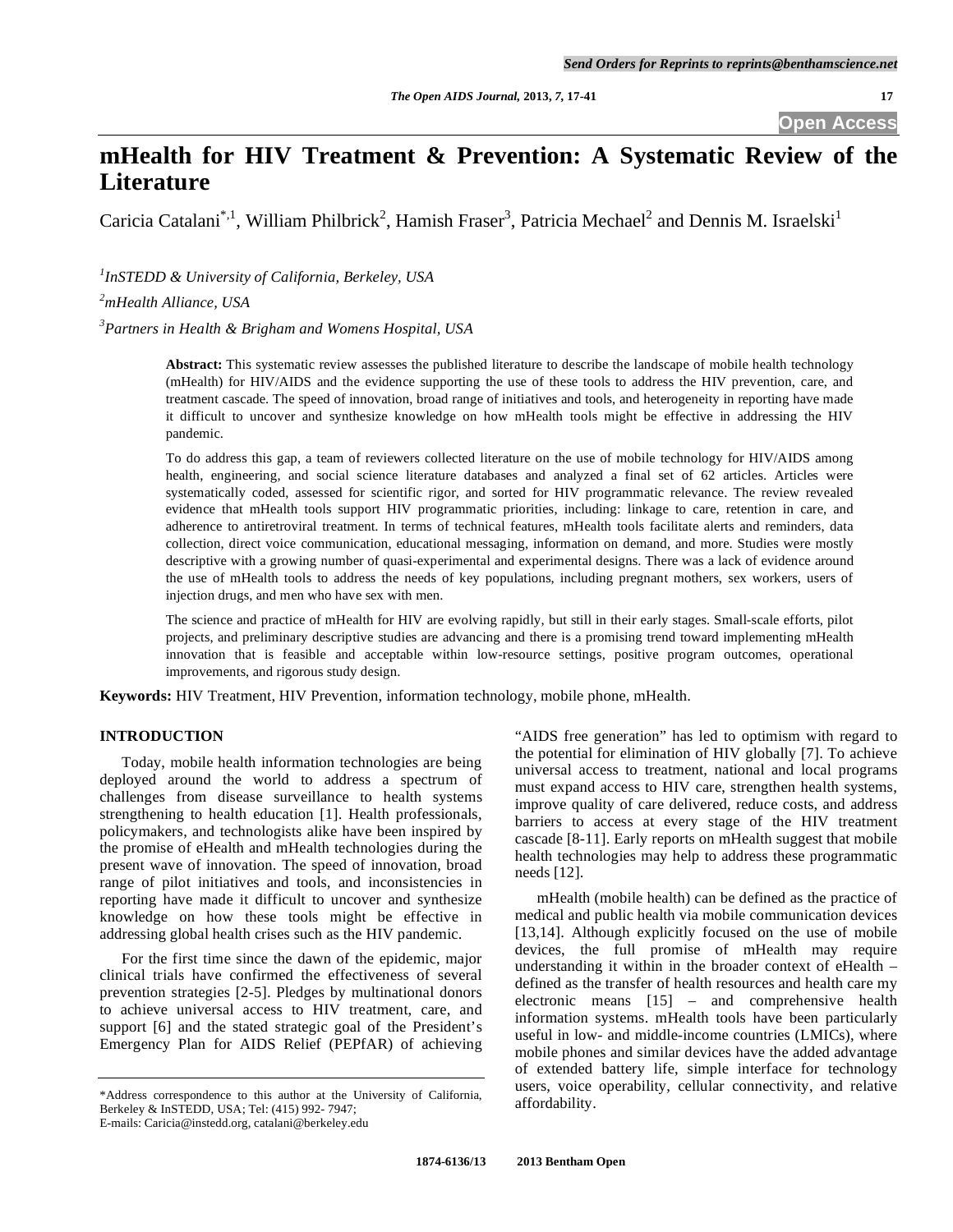# mHealth for HIV Treatment & Prevention: A Systematic Review of the Literature

Caricia Catalani[*,1], William Philbrick[2], Hamish Fraser[3], Patricia Mechael[2] and Dennis M. Israelski[1]

[1]*InSTEDD & University of California, Berkeley, USA*

[2]*mHealth Alliance, USA*

[3]*Partners in Health & Brigham and Womens Hospital, USA*

**Abstract:** This systematic review assesses the published literature to describe the landscape of mobile health technology (mHealth) for HIV/AIDS and the evidence supporting the use of these tools to address the HIV prevention, care, and treatment cascade. The speed of innovation, broad range of initiatives and tools, and heterogeneity in reporting have made it difficult to uncover and synthesize knowledge on how mHealth tools might be effective in addressing the HIV pandemic.

To do address this gap, a team of reviewers collected literature on the use of mobile technology for HIV/AIDS among health, engineering, and social science literature databases and analyzed a final set of 62 articles. Articles were systematically coded, assessed for scientific rigor, and sorted for HIV programmatic relevance. The review revealed evidence that mHealth tools support HIV programmatic priorities, including: linkage to care, retention in care, and adherence to antiretroviral treatment. In terms of technical features, mHealth tools facilitate alerts and reminders, data collection, direct voice communication, educational messaging, information on demand, and more. Studies were mostly descriptive with a growing number of quasi-experimental and experimental designs. There was a lack of evidence around the use of mHealth tools to address the needs of key populations, including pregnant mothers, sex workers, users of injection drugs, and men who have sex with men.

The science and practice of mHealth for HIV are evolving rapidly, but still in their early stages. Small-scale efforts, pilot projects, and preliminary descriptive studies are advancing and there is a promising trend toward implementing mHealth innovation that is feasible and acceptable within low-resource settings, positive program outcomes, operational improvements, and rigorous study design.

**Keywords:** HIV Treatment, HIV Prevention, information technology, mobile phone, mHealth.

## INTRODUCTION

Today, mobile health information technologies are being deployed around the world to address a spectrum of challenges from disease surveillance to health systems strengthening to health education [1]. Health professionals, policymakers, and technologists alike have been inspired by the promise of eHealth and mHealth technologies during the present wave of innovation. The speed of innovation, broad range of pilot initiatives and tools, and inconsistencies in reporting have made it difficult to uncover and synthesize knowledge on how these tools might be effective in addressing global health crises such as the HIV pandemic.

For the first time since the dawn of the epidemic, major clinical trials have confirmed the effectiveness of several prevention strategies [2-5]. Pledges by multinational donors to achieve universal access to HIV treatment, care, and support [6] and the stated strategic goal of the President's Emergency Plan for AIDS Relief (PEPfAR) of achieving "AIDS free generation" has led to optimism with regard to the potential for elimination of HIV globally [7]. To achieve universal access to treatment, national and local programs must expand access to HIV care, strengthen health systems, improve quality of care delivered, reduce costs, and address barriers to access at every stage of the HIV treatment cascade [8-11]. Early reports on mHealth suggest that mobile health technologies may help to address these programmatic needs [12].

mHealth (mobile health) can be defined as the practice of medical and public health via mobile communication devices [13,14]. Although explicitly focused on the use of mobile devices, the full promise of mHealth may require understanding it within in the broader context of eHealth – defined as the transfer of health resources and health care my electronic means [15] – and comprehensive health information systems. mHealth tools have been particularly useful in low- and middle-income countries (LMICs), where mobile phones and similar devices have the added advantage of extended battery life, simple interface for technology users, voice operability, cellular connectivity, and relative affordability.

*Address correspondence to this author at the University of California, Berkeley & InSTEDD, USA; Tel: (415) 992- 7947;
E-mails: Caricia@instedd.org, catalani@berkeley.edu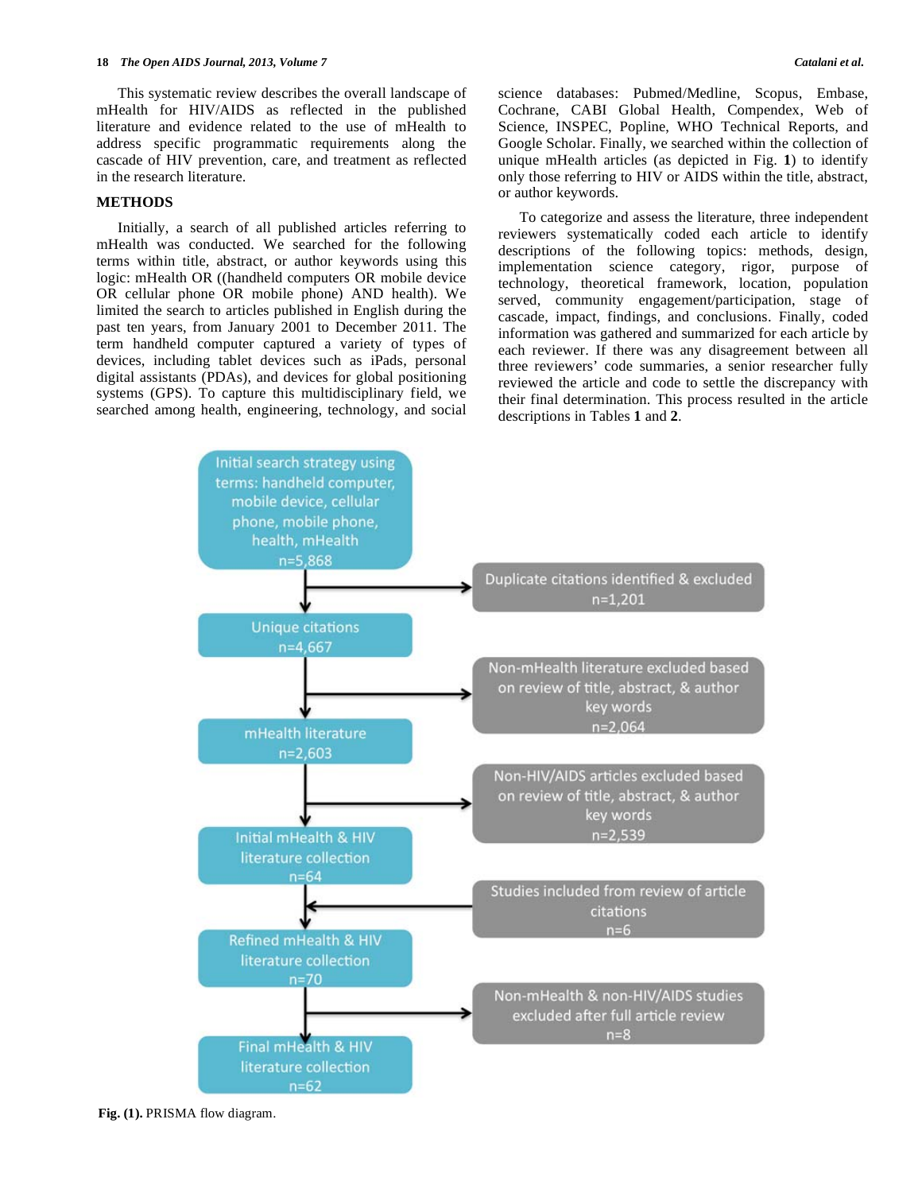This systematic review describes the overall landscape of mHealth for HIV/AIDS as reflected in the published literature and evidence related to the use of mHealth to address specific programmatic requirements along the cascade of HIV prevention, care, and treatment as reflected in the research literature.

## METHODS

Initially, a search of all published articles referring to mHealth was conducted. We searched for the following terms within title, abstract, or author keywords using this logic: mHealth OR ((handheld computers OR mobile device OR cellular phone OR mobile phone) AND health). We limited the search to articles published in English during the past ten years, from January 2001 to December 2011. The term handheld computer captured a variety of types of devices, including tablet devices such as iPads, personal digital assistants (PDAs), and devices for global positioning systems (GPS). To capture this multidisciplinary field, we searched among health, engineering, technology, and social science databases: Pubmed/Medline, Scopus, Embase, Cochrane, CABI Global Health, Compendex, Web of Science, INSPEC, Popline, WHO Technical Reports, and Google Scholar. Finally, we searched within the collection of unique mHealth articles (as depicted in Fig. **1**) to identify only those referring to HIV or AIDS within the title, abstract, or author keywords.

To categorize and assess the literature, three independent reviewers systematically coded each article to identify descriptions of the following topics: methods, design, implementation science category, rigor, purpose of technology, theoretical framework, location, population served, community engagement/participation, stage of cascade, impact, findings, and conclusions. Finally, coded information was gathered and summarized for each article by each reviewer. If there was any disagreement between all three reviewers' code summaries, a senior researcher fully reviewed the article and code to settle the discrepancy with their final determination. This process resulted in the article descriptions in Tables **1** and **2**.

Initial search strategy using terms: handheld computer, mobile device, cellular phone, mobile phone, health, mHealth n=5,868

→ Duplicate citations identified & excluded n=1,201

Unique citations n=4,667

→ Non-mHealth literature excluded based on review of title, abstract, & author key words n=2,064

mHealth literature n=2,603

→ Non-HIV/AIDS articles excluded based on review of title, abstract, & author key words n=2,539

Initial mHealth & HIV literature collection n=64

← Studies included from review of article citations n=6

Refined mHealth & HIV literature collection n=70

→ Non-mHealth & non-HIV/AIDS studies excluded after full article review n=8

Final mHealth & HIV literature collection n=62

**Fig. (1).** PRISMA flow diagram.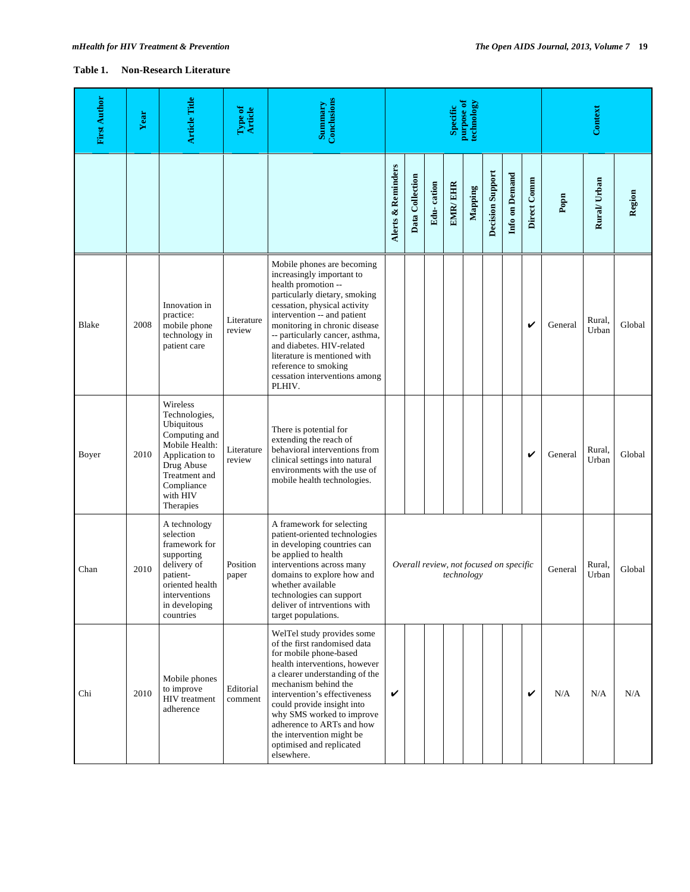**Table 1. Non-Research Literature**

| First Author | Year | Article Title | Type of Article | Summary Conclusions | Specific purpose of technology | | | | | | | | Context | | |
|---|---|---|---|---|---|---|---|---|---|---|---|---|---|---|---|
| | | | | | Alerts & Reminders | Data Collection | Edu- cation | EMR/ EHR | Mapping | Decision Support | Info on Demand | Direct Comm | Popn | Rural/ Urban | Region |
| Blake | 2008 | Innovation in practice: mobile phone technology in patient care | Literature review | Mobile phones are becoming increasingly important to health promotion -- particularly dietary, smoking cessation, physical activity intervention -- and patient monitoring in chronic disease -- particularly cancer, asthma, and diabetes. HIV-related literature is mentioned with reference to smoking cessation interventions among PLHIV. | | | | | | | | ✔ | General | Rural, Urban | Global |
| Boyer | 2010 | Wireless Technologies, Ubiquitous Computing and Mobile Health: Application to Drug Abuse Treatment and Compliance with HIV Therapies | Literature review | There is potential for extending the reach of behavioral interventions from clinical settings into natural environments with the use of mobile health technologies. | | | | | | | | ✔ | General | Rural, Urban | Global |
| Chan | 2010 | A technology selection framework for supporting delivery of patient-oriented health interventions in developing countries | Position paper | A framework for selecting patient-oriented technologies in developing countries can be applied to health interventions across many domains to explore how and whether available technologies can support deliver of intrventions with target populations. | *Overall review, not focused on specific technology* | | | | | | | | General | Rural, Urban | Global |
| Chi | 2010 | Mobile phones to improve HIV treatment adherence | Editorial comment | WelTel study provides some of the first randomised data for mobile phone-based health interventions, however a clearer understanding of the mechanism behind the intervention's effectiveness could provide insight into why SMS worked to improve adherence to ARTs and how the intervention might be optimised and replicated elsewhere. | ✔ | | | | | | | ✔ | N/A | N/A | N/A |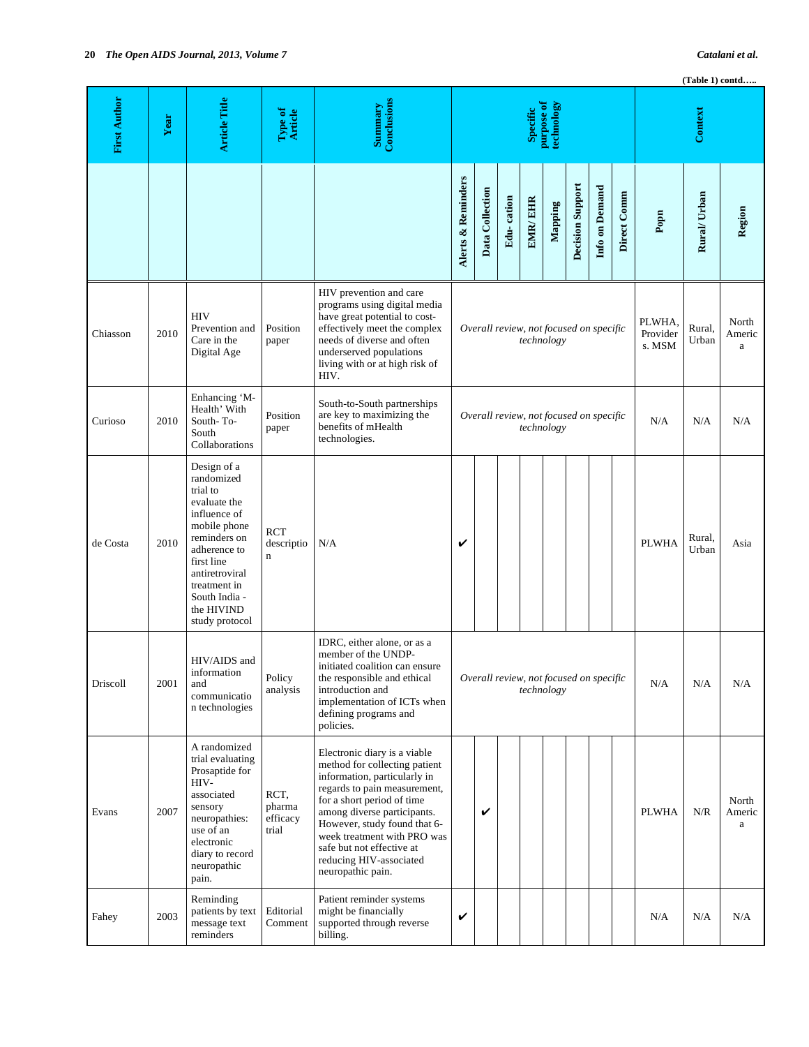(Table 1) contd…..

| First Author | Year | Article Title | Type of Article | Summary Conclusions | Specific purpose of technology | | | | | | | | Context | | |
|---|---|---|---|---|---|---|---|---|---|---|---|---|---|---|---|
| | | | | | Alerts & Reminders | Data Collection | Edu- cation | EMR/ EHR | Mapping | Decision Support | Info on Demand | Direct Comm | Popn | Rural/ Urban | Region |
| Chiasson | 2010 | HIV Prevention and Care in the Digital Age | Position paper | HIV prevention and care programs using digital media have great potential to cost-effectively meet the complex needs of diverse and often underserved populations living with or at high risk of HIV. | *Overall review, not focused on specific technology* | | | | | | | | PLWHA, Providers. MSM | Rural, Urban | North America |
| Curioso | 2010 | Enhancing 'M-Health' With South- To-South Collaborations | Position paper | South-to-South partnerships are key to maximizing the benefits of mHealth technologies. | *Overall review, not focused on specific technology* | | | | | | | | N/A | N/A | N/A |
| de Costa | 2010 | Design of a randomized trial to evaluate the influence of mobile phone reminders on adherence to first line antiretroviral treatment in South India - the HIVIND study protocol | RCT description | N/A | ✔ | | | | | | | | PLWHA | Rural, Urban | Asia |
| Driscoll | 2001 | HIV/AIDS and information and communication technologies | Policy analysis | IDRC, either alone, or as a member of the UNDP-initiated coalition can ensure the responsible and ethical introduction and implementation of ICTs when defining programs and policies. | *Overall review, not focused on specific technology* | | | | | | | | N/A | N/A | N/A |
| Evans | 2007 | A randomized trial evaluating Prosaptide for HIV-associated sensory neuropathies: use of an electronic diary to record neuropathic pain. | RCT, pharma efficacy trial | Electronic diary is a viable method for collecting patient information, particularly in regards to pain measurement, for a short period of time among diverse participants. However, study found that 6-week treatment with PRO was safe but not effective at reducing HIV-associated neuropathic pain. | | ✔ | | | | | | | PLWHA | N/R | North America |
| Fahey | 2003 | Reminding patients by text message text reminders | Editorial Comment | Patient reminder systems might be financially supported through reverse billing. | ✔ | | | | | | | | N/A | N/A | N/A |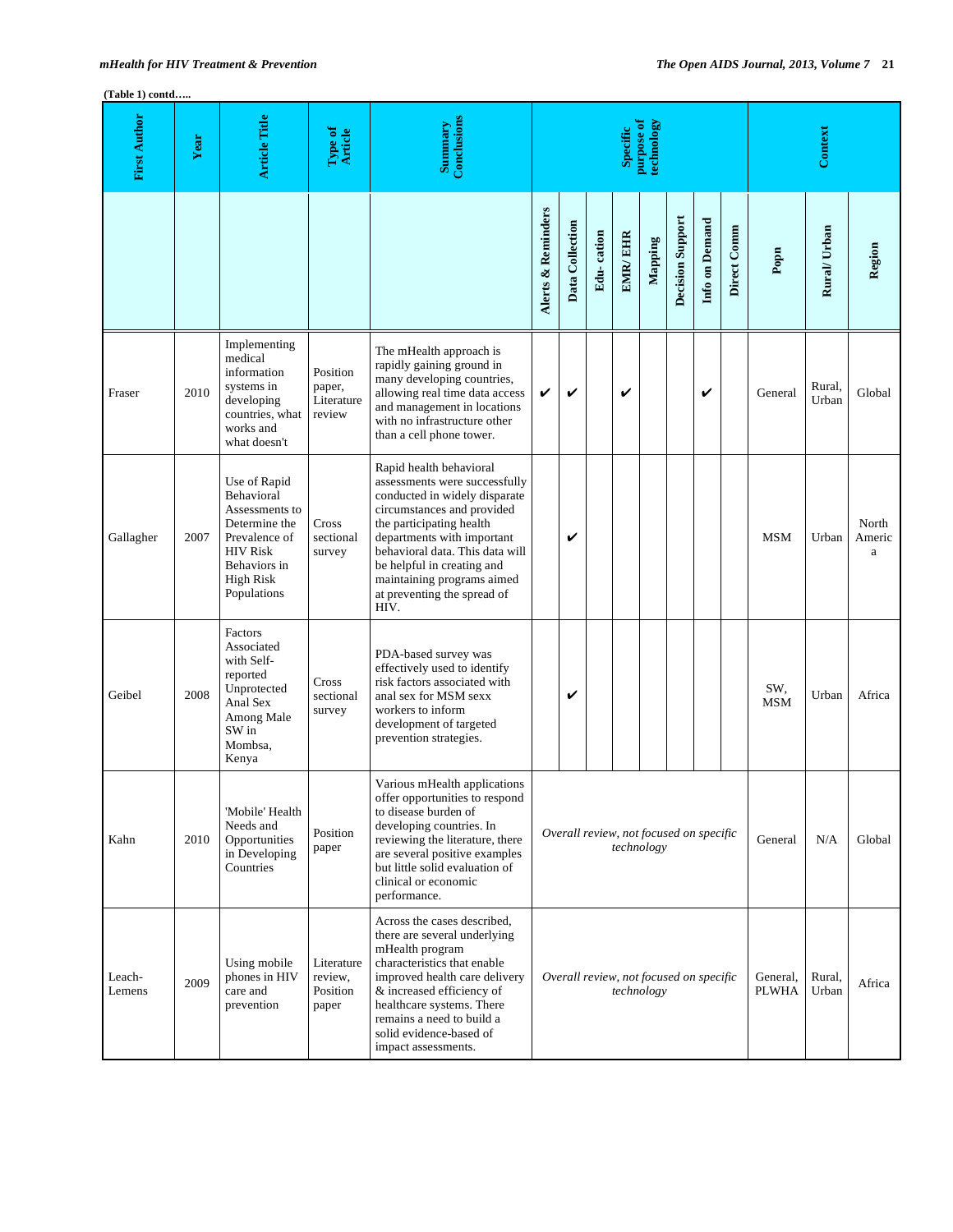(Table 1) contd…..

| First Author | Year | Article Title | Type of Article | Summary Conclusions | Specific purpose of technology | | | | | | | | Context | | |
|---|---|---|---|---|---|---|---|---|---|---|---|---|---|---|---|
| | | | | | Alerts & Reminders | Data Collection | Edu- cation | EMR/ EHR | Mapping | Decision Support | Info on Demand | Direct Comm | Popn | Rural/ Urban | Region |
| Fraser | 2010 | Implementing medical information systems in developing countries, what works and what doesn't | Position paper, Literature review | The mHealth approach is rapidly gaining ground in many developing countries, allowing real time data access and management in locations with no infrastructure other than a cell phone tower. | ✔ | ✔ | | ✔ | | | ✔ | | General | Rural, Urban | Global |
| Gallagher | 2007 | Use of Rapid Behavioral Assessments to Determine the Prevalence of HIV Risk Behaviors in High Risk Populations | Cross sectional survey | Rapid health behavioral assessments were successfully conducted in widely disparate circumstances and provided the participating health departments with important behavioral data. This data will be helpful in creating and maintaining programs aimed at preventing the spread of HIV. | | ✔ | | | | | | | MSM | Urban | North America |
| Geibel | 2008 | Factors Associated with Self-reported Unprotected Anal Sex Among Male SW in Mombsa, Kenya | Cross sectional survey | PDA-based survey was effectively used to identify risk factors associated with anal sex for MSM sexx workers to inform development of targeted prevention strategies. | | ✔ | | | | | | | SW, MSM | Urban | Africa |
| Kahn | 2010 | 'Mobile' Health Needs and Opportunities in Developing Countries | Position paper | Various mHealth applications offer opportunities to respond to disease burden of developing countries. In reviewing the literature, there are several positive examples but little solid evaluation of clinical or economic performance. | *Overall review, not focused on specific technology* | | | | | | | | General | N/A | Global |
| Leach-Lemens | 2009 | Using mobile phones in HIV care and prevention | Literature review, Position paper | Across the cases described, there are several underlying mHealth program characteristics that enable improved health care delivery & increased efficiency of healthcare systems. There remains a need to build a solid evidence-based of impact assessments. | *Overall review, not focused on specific technology* | | | | | | | | General, PLWHA | Rural, Urban | Africa |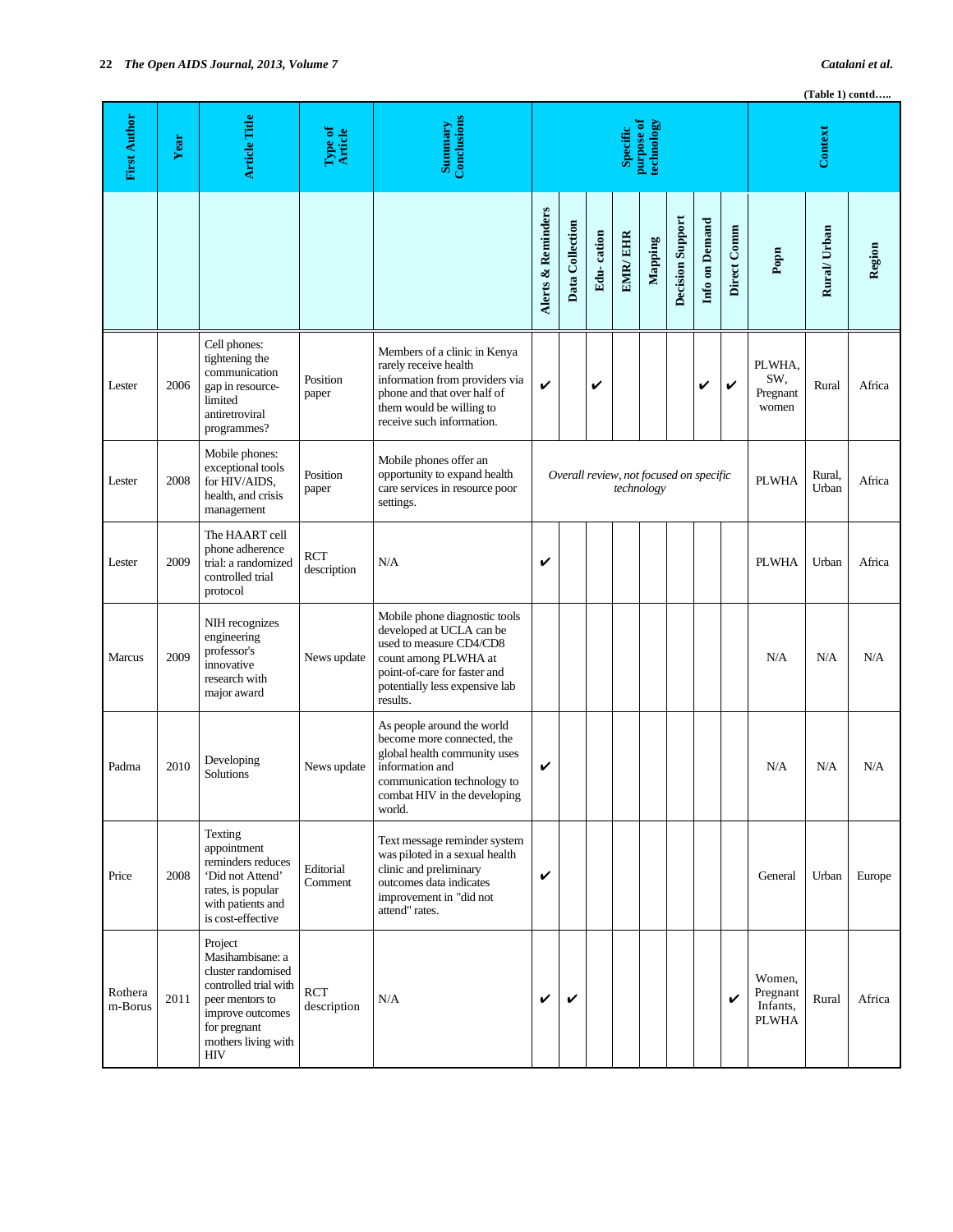(Table 1) contd…..

| First Author | Year | Article Title | Type of Article | Summary Conclusions | Specific purpose of technology | | | | | | | | Context | | |
|---|---|---|---|---|---|---|---|---|---|---|---|---|---|---|---|
| | | | | | Alerts & Reminders | Data Collection | Edu- cation | EMR/ EHR | Mapping | Decision Support | Info on Demand | Direct Comm | Popn | Rural/ Urban | Region |
| Lester | 2006 | Cell phones: tightening the communication gap in resource-limited antiretroviral programmes? | Position paper | Members of a clinic in Kenya rarely receive health information from providers via phone and that over half of them would be willing to receive such information. | ✔ | | ✔ | | | | ✔ | ✔ | PLWHA, SW, Pregnant women | Rural | Africa |
| Lester | 2008 | Mobile phones: exceptional tools for HIV/AIDS, health, and crisis management | Position paper | Mobile phones offer an opportunity to expand health care services in resource poor settings. | *Overall review, not focused on specific technology* | | | | | | | | PLWHA | Rural, Urban | Africa |
| Lester | 2009 | The HAART cell phone adherence trial: a randomized controlled trial protocol | RCT description | N/A | ✔ | | | | | | | | PLWHA | Urban | Africa |
| Marcus | 2009 | NIH recognizes engineering professor's innovative research with major award | News update | Mobile phone diagnostic tools developed at UCLA can be used to measure CD4/CD8 count among PLWHA at point-of-care for faster and potentially less expensive lab results. | | | | | | | | | N/A | N/A | N/A |
| Padma | 2010 | Developing Solutions | News update | As people around the world become more connected, the global health community uses information and communication technology to combat HIV in the developing world. | ✔ | | | | | | | | N/A | N/A | N/A |
| Price | 2008 | Texting appointment reminders reduces 'Did not Attend' rates, is popular with patients and is cost-effective | Editorial Comment | Text message reminder system was piloted in a sexual health clinic and preliminary outcomes data indicates improvement in "did not attend" rates. | ✔ | | | | | | | | General | Urban | Europe |
| Rotheram-Borus | 2011 | Project Masihambisane: a cluster randomised controlled trial with peer mentors to improve outcomes for pregnant mothers living with HIV | RCT description | N/A | ✔ | ✔ | | | | | | ✔ | Women, Pregnant Infants, PLWHA | Rural | Africa |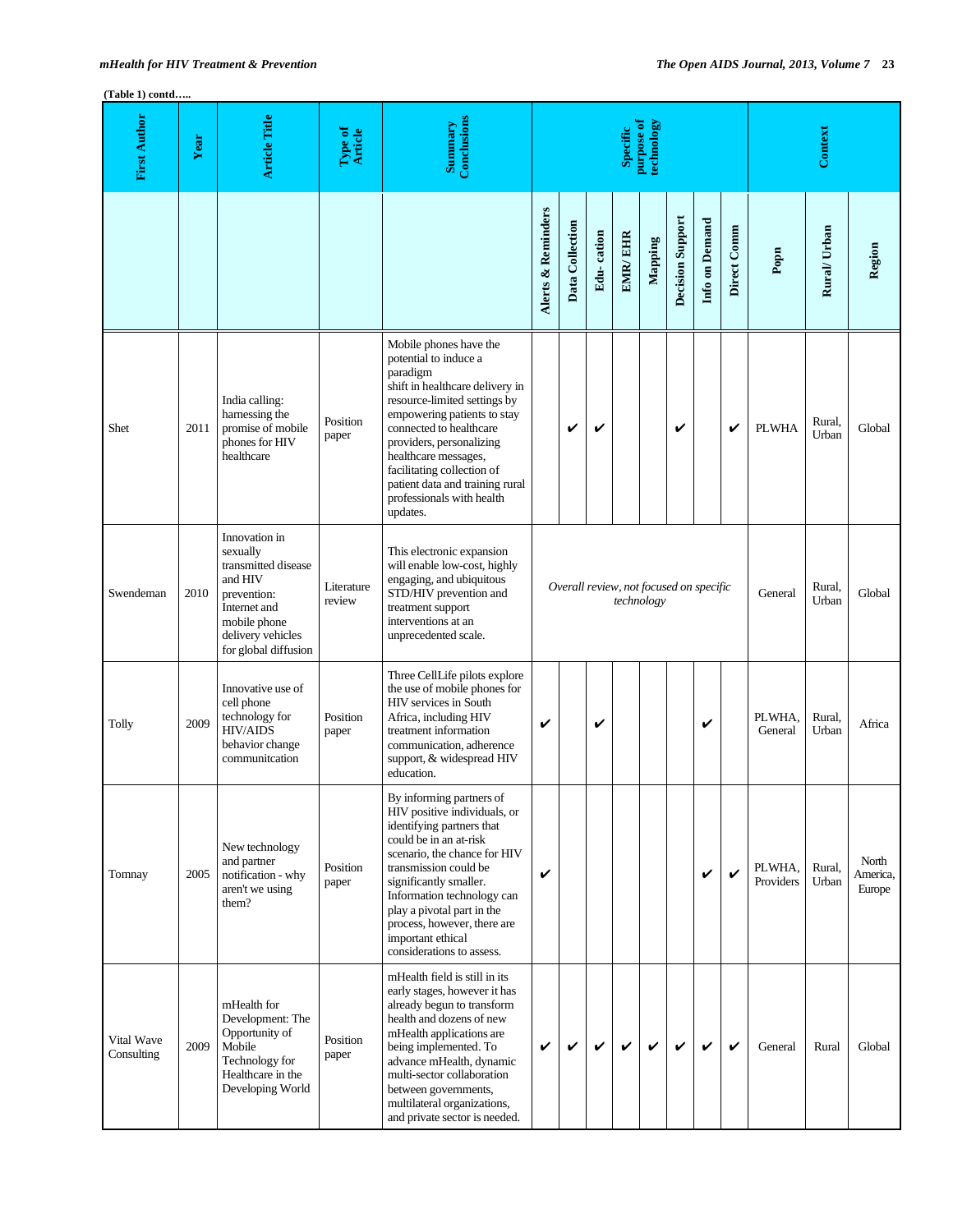(Table 1) contd…..

| First Author | Year | Article Title | Type of Article | Summary Conclusions | Specific purpose of technology | | | | | | | | Context | | |
|---|---|---|---|---|---|---|---|---|---|---|---|---|---|---|---|
| | | | | | Alerts & Reminders | Data Collection | Edu- cation | EMR/ EHR | Mapping | Decision Support | Info on Demand | Direct Comm | Popn | Rural/ Urban | Region |
| Shet | 2011 | India calling: harnessing the promise of mobile phones for HIV healthcare | Position paper | Mobile phones have the potential to induce a paradigm shift in healthcare delivery in resource-limited settings by empowering patients to stay connected to healthcare providers, personalizing healthcare messages, facilitating collection of patient data and training rural professionals with health updates. | | ✔ | ✔ | | | ✔ | | ✔ | PLWHA | Rural, Urban | Global |
| Swendeman | 2010 | Innovation in sexually transmitted disease and HIV prevention: Internet and mobile phone delivery vehicles for global diffusion | Literature review | This electronic expansion will enable low-cost, highly engaging, and ubiquitous STD/HIV prevention and treatment support interventions at an unprecedented scale. | *Overall review, not focused on specific technology* | | | | | | | | General | Rural, Urban | Global |
| Tolly | 2009 | Innovative use of cell phone technology for HIV/AIDS behavior change communitcation | Position paper | Three CellLife pilots explore the use of mobile phones for HIV services in South Africa, including HIV treatment information communication, adherence support, & widespread HIV education. | ✔ | | ✔ | | | | ✔ | | PLWHA, General | Rural, Urban | Africa |
| Tomnay | 2005 | New technology and partner notification - why aren't we using them? | Position paper | By informing partners of HIV positive individuals, or identifying partners that could be in an at-risk scenario, the chance for HIV transmission could be significantly smaller. Information technology can play a pivotal part in the process, however, there are important ethical considerations to assess. | ✔ | | | | | | ✔ | ✔ | PLWHA, Providers | Rural, Urban | North America, Europe |
| Vital Wave Consulting | 2009 | mHealth for Development: The Opportunity of Mobile Technology for Healthcare in the Developing World | Position paper | mHealth field is still in its early stages, however it has already begun to transform health and dozens of new mHealth applications are being implemented. To advance mHealth, dynamic multi-sector collaboration between governments, multilateral organizations, and private sector is needed. | ✔ | ✔ | ✔ | ✔ | ✔ | ✔ | ✔ | ✔ | General | Rural | Global |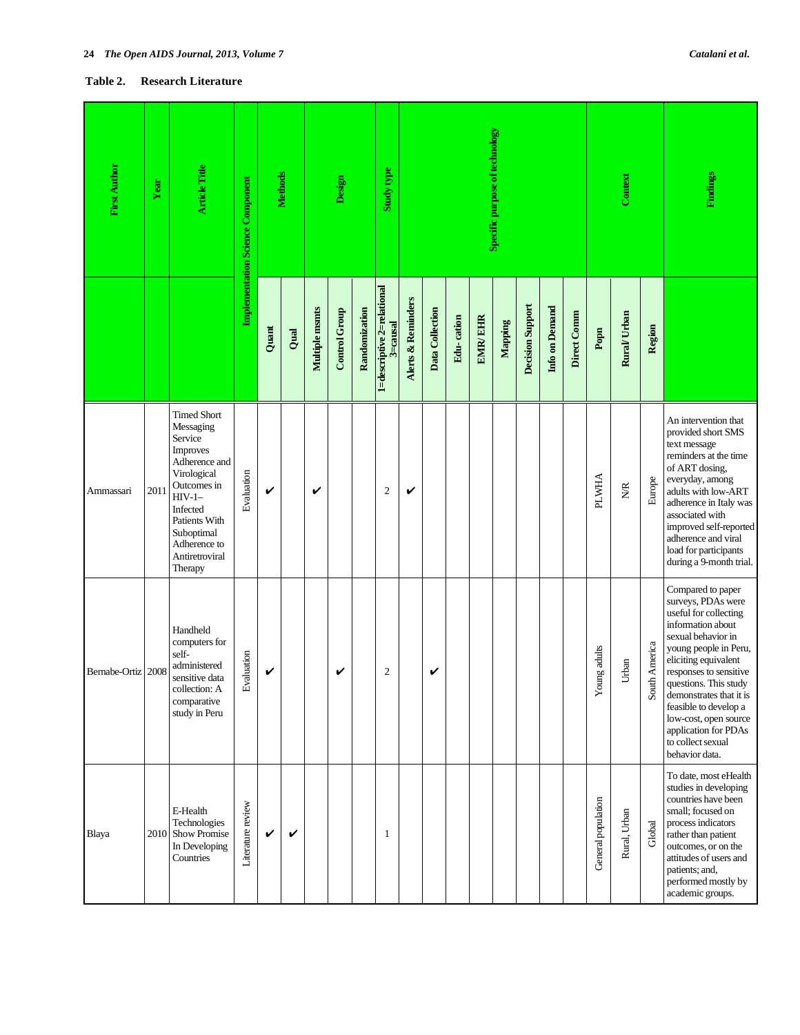**Table 2. Research Literature**

| First Author | Year | Article Title | Implementation Science Component | Methods | | Design | | | Study type | Specific purpose of technology | | | | | | | | Context | | | Findings |
|---|---|---|---|---|---|---|---|---|---|---|---|---|---|---|---|---|---|---|---|---|---|
| | | | | Quant | Qual | Multiple msmts | Control Group | Randomization | 1=descriptive 2=relational 3=causal | Alerts & Reminders | Data Collection | Edu- cation | EMR/ EHR | Mapping | Decision Support | Info on Demand | Direct Comm | Popn | Rural/ Urban | Region | |
| Ammassari | 2011 | Timed Short Messaging Service Improves Adherence and Virological Outcomes in HIV-1–Infected Patients With Suboptimal Adherence to Antiretroviral Therapy | Evaluation | ✔ | | ✔ | | | 2 | ✔ | | | | | | | | PLWHA | N/R | Europe | An intervention that provided short SMS text message reminders at the time of ART dosing, everyday, among adults with low-ART adherence in Italy was associated with improved self-reported adherence and viral load for participants during a 9-month trial. |
| Bernabe-Ortiz | 2008 | Handheld computers for self-administered sensitive data collection: A comparative study in Peru | Evaluation | ✔ | | | ✔ | | 2 | | ✔ | | | | | | | Young adults | Urban | South America | Compared to paper surveys, PDAs were useful for collecting information about sexual behavior in young people in Peru, eliciting equivalent responses to sensitive questions. This study demonstrates that it is feasible to develop a low-cost, open source application for PDAs to collect sexual behavior data. |
| Blaya | 2010 | E-Health Technologies Show Promise In Developing Countries | Literature review | ✔ | ✔ | | | | 1 | | | | | | | | | General population | Rural, Urban | Global | To date, most eHealth studies in developing countries have been small; focused on process indicators rather than patient outcomes, or on the attitudes of users and patients; and, performed mostly by academic groups. |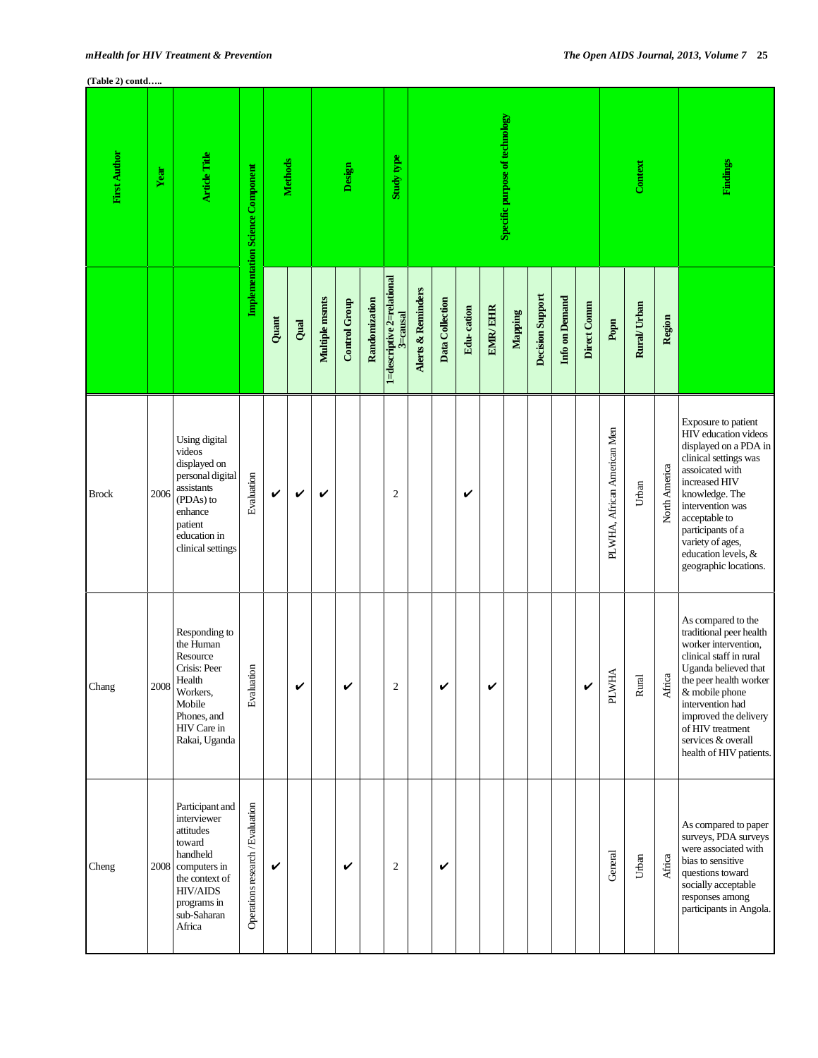(Table 2) contd…..

| First Author | Year | Article Title | Implementation Science Component | Methods | | Design | | | Study type | Specific purpose of technology | | | | | | | | Context | | | Findings |
|---|---|---|---|---|---|---|---|---|---|---|---|---|---|---|---|---|---|---|---|---|---|
| | | | | Quant | Qual | Multiple msmts | Control Group | Randomization | 1=descriptive 2=relational 3=causal | Alerts & Reminders | Data Collection | Edu- cation | EMR/ EHR | Mapping | Decision Support | Info on Demand | Direct Comm | Popn | Rural/ Urban | Region | |
| Brock | 2006 | Using digital videos displayed on personal digital assistants (PDAs) to enhance patient education in clinical settings | Evaluation | ✔ | ✔ | ✔ | | | 2 | | | ✔ | | | | | | PLWHA, African American Men | Urban | North America | Exposure to patient HIV education videos displayed on a PDA in clinical settings was assoicated with increased HIV knowledge. The intervention was acceptable to participants of a variety of ages, education levels, & geographic locations. |
| Chang | 2008 | Responding to the Human Resource Crisis: Peer Health Workers, Mobile Phones, and HIV Care in Rakai, Uganda | Evaluation | | ✔ | | ✔ | | 2 | | ✔ | | ✔ | | | | ✔ | PLWHA | Rural | Africa | As compared to the traditional peer health worker intervention, clinical staff in rural Uganda believed that the peer health worker & mobile phone intervention had improved the delivery of HIV treatment services & overall health of HIV patients. |
| Cheng | 2008 | Participant and interviewer attitudes toward handheld computers in the context of HIV/AIDS programs in sub-Saharan Africa | Operations research / Evaluation | ✔ | | | ✔ | | 2 | | ✔ | | | | | | | General | Urban | Africa | As compared to paper surveys, PDA surveys were associated with bias to sensitive questions toward socially acceptable responses among participants in Angola. |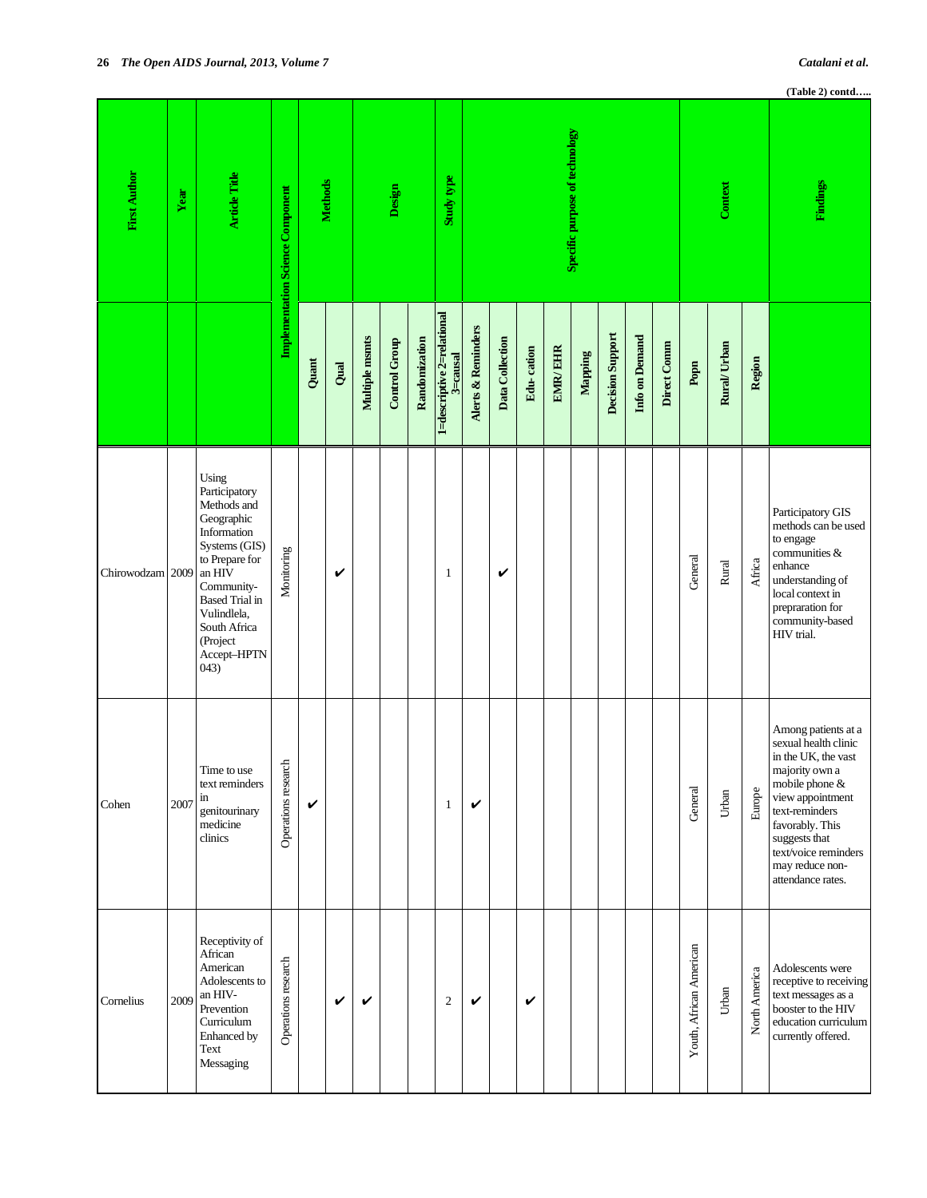(Table 2) contd…..

| First Author | Year | Article Title | Implementation Science Component | Methods | | Design | | | Study type | Specific purpose of technology | | | | | | | | | Context | | | Findings |
|---|---|---|---|---|---|---|---|---|---|---|---|---|---|---|---|---|---|---|---|---|---|---|
| | | | | Quant | Qual | Multiple msmts | Control Group | Randomization | 1=descriptive 2=relational 3=causal | Alerts & Reminders | Data Collection | Edu- cation | EMR/ EHR | Mapping | Decision Support | Info on Demand | Direct Comm | Popn | Rural/ Urban | Region | |
| Chirowodzam | 2009 | Using Participatory Methods and Geographic Information Systems (GIS) to Prepare for an HIV Community-Based Trial in Vulindlela, South Africa (Project Accept–HPTN 043) | Monitoring | | ✔ | | | | 1 | | ✔ | | | | | | | General | Rural | Africa | Participatory GIS methods can be used to engage communities & enhance understanding of local context in prepraration for community-based HIV trial. |
| Cohen | 2007 | Time to use text reminders in genitourinary medicine clinics | Operations research | ✔ | | | | | 1 | ✔ | | | | | | | | General | Urban | Europe | Among patients at a sexual health clinic in the UK, the vast majority own a mobile phone & view appointment text-reminders favorably. This suggests that text/voice reminders may reduce non-attendance rates. |
| Cornelius | 2009 | Receptivity of African American Adolescents to an HIV-Prevention Curriculum Enhanced by Text Messaging | Operations research | | ✔ | ✔ | | | 2 | ✔ | | ✔ | | | | | | Youth, African American | Urban | North America | Adolescents were receptive to receiving text messages as a booster to the HIV education curriculum currently offered. |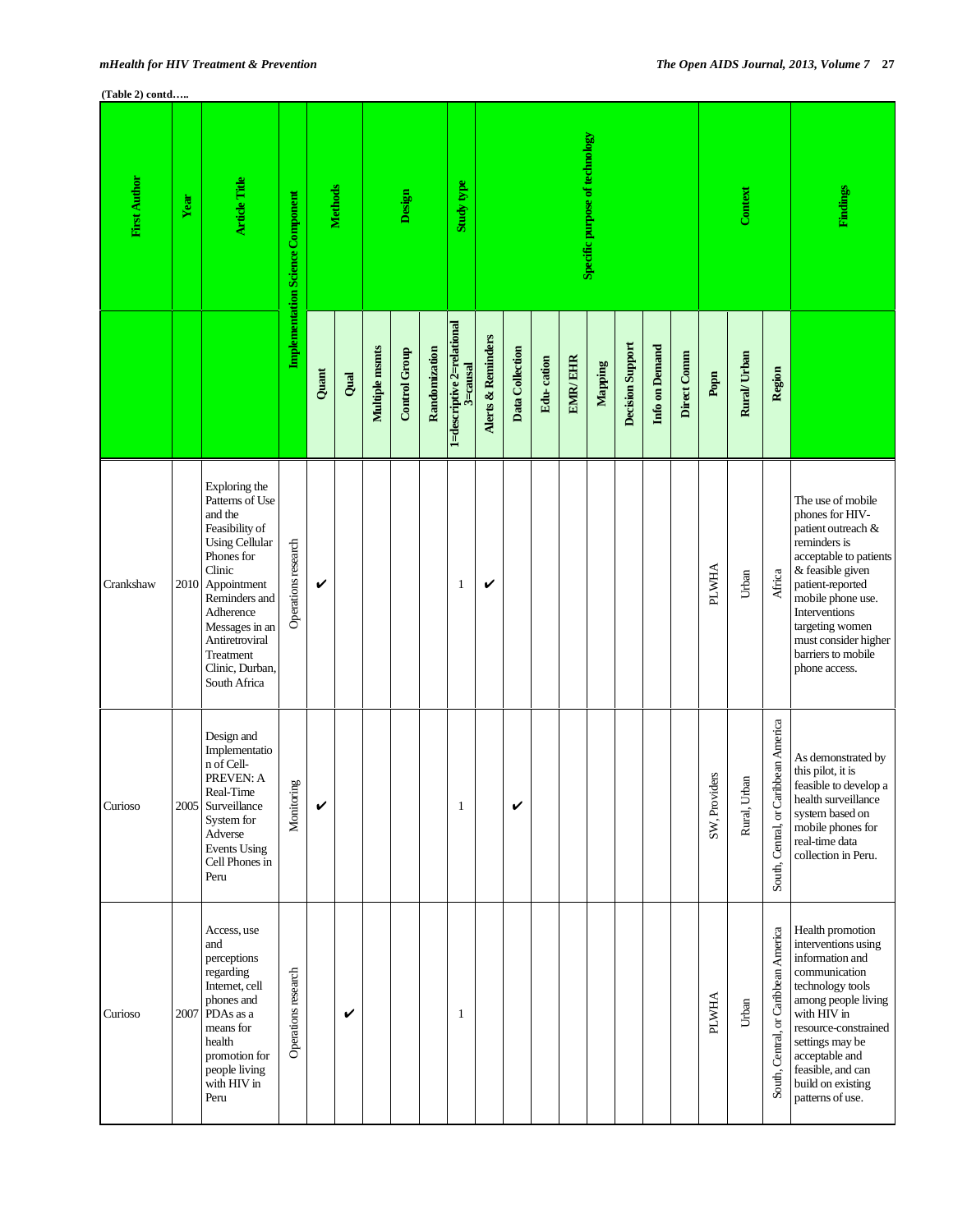(Table 2) contd…..

| First Author | Year | Article Title | Implementation Science Component | Methods | | Design | | | Study type | Specific purpose of technology | | | | | | | | Context | | | Findings |
|---|---|---|---|---|---|---|---|---|---|---|---|---|---|---|---|---|---|---|---|---|---|
| | | | | Quant | Qual | Multiple msmts | Control Group | Randomization | 1=descriptive 2=relational 3=causal | Alerts & Reminders | Data Collection | Edu- cation | EMR/ EHR | Mapping | Decision Support | Info on Demand | Direct Comm | Popn | Rural/ Urban | Region | |
| Crankshaw | 2010 | Exploring the Patterns of Use and the Feasibility of Using Cellular Phones for Clinic Appointment Reminders and Adherence Messages in an Antiretroviral Treatment Clinic, Durban, South Africa | Operations research | ✔ | | | | | 1 | ✔ | | | | | | | | PLWHA | Urban | Africa | The use of mobile phones for HIV-patient outreach & reminders is acceptable to patients & feasible given patient-reported mobile phone use. Interventions targeting women must consider higher barriers to mobile phone access. |
| Curioso | 2005 | Design and Implementation of Cell-PREVEN: A Real-Time Surveillance System for Adverse Events Using Cell Phones in Peru | Monitoring | ✔ | | | | | 1 | | ✔ | | | | | | | SW, Providers | Rural, Urban | South, Central, or Caribbean America | As demonstrated by this pilot, it is feasible to develop a health surveillance system based on mobile phones for real-time data collection in Peru. |
| Curioso | 2007 | Access, use and perceptions regarding Internet, cell phones and PDAs as a means for health promotion for people living with HIV in Peru | Operations research | | ✔ | | | | 1 | | | | | | | | | PLWHA | Urban | South, Central, or Caribbean America | Health promotion interventions using information and communication technology tools among people living with HIV in resource-constrained settings may be acceptable and feasible, and can build on existing patterns of use. |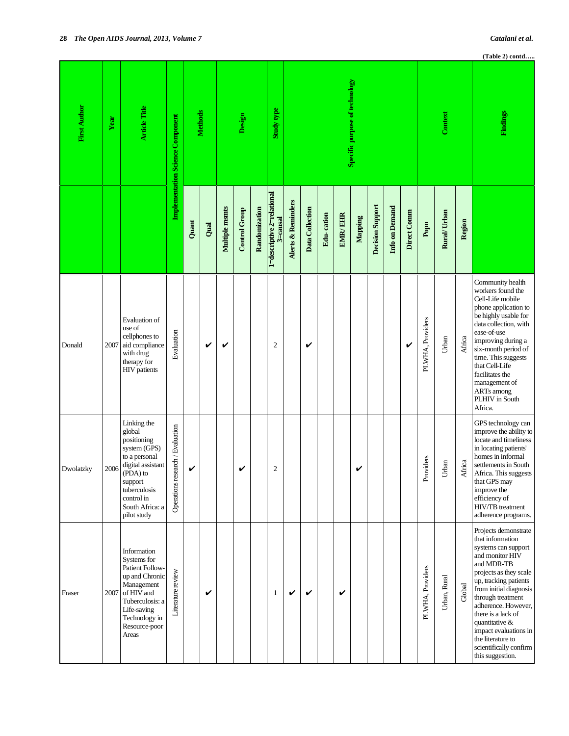**(Table 2) contd…..**

| First Author | Year | Article Title | Implementation Science Component | Methods | | Design | | | Study type | Specific purpose of technology | | | | | | | | Context | | | Findings |
|---|---|---|---|---|---|---|---|---|---|---|---|---|---|---|---|---|---|---|---|---|---|
| | | | | Quant | Qual | Multiple msmts | Control Group | Randomization | 1=descriptive 2=relational 3=causal | Alerts & Reminders | Data Collection | Edu-cation | EMR/ EHR | Mapping | Decision Support | Info on Demand | Direct Comm | Popn | Rural/ Urban | Region | |
| Donald | 2007 | Evaluation of use of cellphones to aid compliance with drug therapy for HIV patients | Evaluation | | ✔ | ✔ | | | 2 | | ✔ | | | | | | ✔ | PLWHA, Providers | Urban | Africa | Community health workers found the Cell-Life mobile phone application to be highly usable for data collection, with ease-of-use improving during a six-month period of time. This suggests that Cell-Life facilitates the management of ARTs among PLHIV in South Africa. |
| Dwolatzky | 2006 | Linking the global positioning system (GPS) to a personal digital assistant (PDA) to support tuberculosis control in South Africa: a pilot study | Operations research / Evaluation | ✔ | | | ✔ | | 2 | | | | | ✔ | | | | Providers | Urban | Africa | GPS technology can improve the ability to locate and timeliness in locating patients' homes in informal settlements in South Africa. This suggests that GPS may improve the efficiency of HIV/TB treatment adherence programs. |
| Fraser | 2007 | Information Systems for Patient Follow-up and Chronic Management of HIV and Tuberculosis: a Life-saving Technology in Resource-poor Areas | Literature review | | ✔ | | | | 1 | ✔ | ✔ | | ✔ | | | | | PLWHA, Providers | Urban, Rural | Global | Projects demonstrate that information systems can support and monitor HIV and MDR-TB projects as they scale up, tracking patients from initial diagnosis through treatment adherence. However, there is a lack of quantitative & impact evaluations in the literature to scientifically confirm this suggestion. |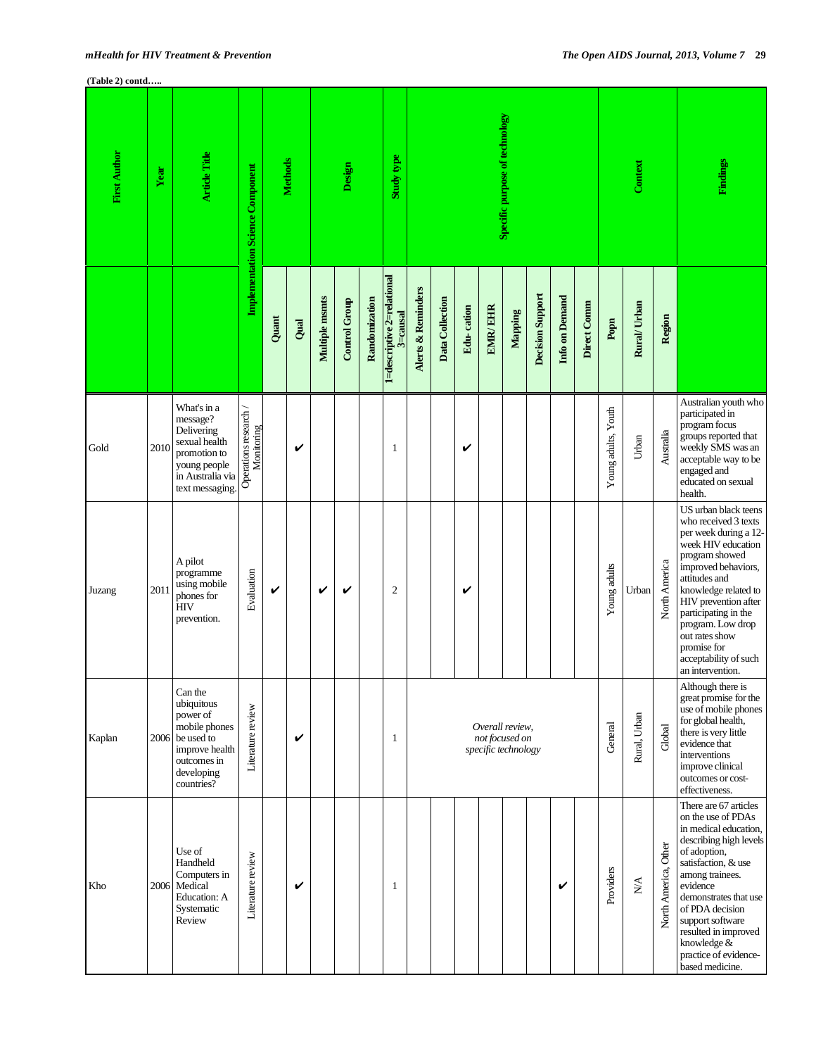(Table 2) contd…..

| First Author | Year | Article Title | Implementation Science Component | Methods | | Design | | | Study type | Specific purpose of technology | | | | | | | | | Context | | | Findings |
|---|---|---|---|---|---|---|---|---|---|---|---|---|---|---|---|---|---|---|---|---|---|---|
| | | | | Quant | Qual | Multiple msmts | Control Group | Randomization | 1=descriptive 2=relational 3=causal | Alerts & Reminders | Data Collection | Edu- cation | EMR/ EHR | Mapping | Decision Support | Info on Demand | Direct Comm | Popn | Rural/ Urban | Region | |
| Gold | 2010 | What's in a message? Delivering sexual health promotion to young people in Australia via text messaging. | Operations research / Monitoring | | ✔ | | | | 1 | | | ✔ | | | | | | Young adults, Youth | Urban | Australia | Australian youth who participated in program focus groups reported that weekly SMS was an acceptable way to be engaged and educated on sexual health. |
| Juzang | 2011 | A pilot programme using mobile phones for HIV prevention. | Evaluation | ✔ | | ✔ | ✔ | | 2 | | | ✔ | | | | | | Young adults | Urban | North America | US urban black teens who received 3 texts per week during a 12-week HIV education program showed improved behaviors, attitudes and knowledge related to HIV prevention after participating in the program. Low drop out rates show promise for acceptability of such an intervention. |
| Kaplan | 2006 | Can the ubiquitous power of mobile phones be used to improve health outcomes in developing countries? | Literature review | | ✔ | | | | 1 | *Overall review, not focused on specific technology* | | | | | | | | General | Rural, Urban | Global | Although there is great promise for the use of mobile phones for global health, there is very little evidence that interventions improve clinical outcomes or cost-effectiveness. |
| Kho | 2006 | Use of Handheld Computers in Medical Education: A Systematic Review | Literature review | | ✔ | | | | 1 | | | | | | | ✔ | | Providers | N/A | North America, Other | There are 67 articles on the use of PDAs in medical education, describing high levels of adoption, satisfaction, & use among trainees. evidence demonstrates that use of PDA decision support software resulted in improved knowledge & practice of evidence-based medicine. |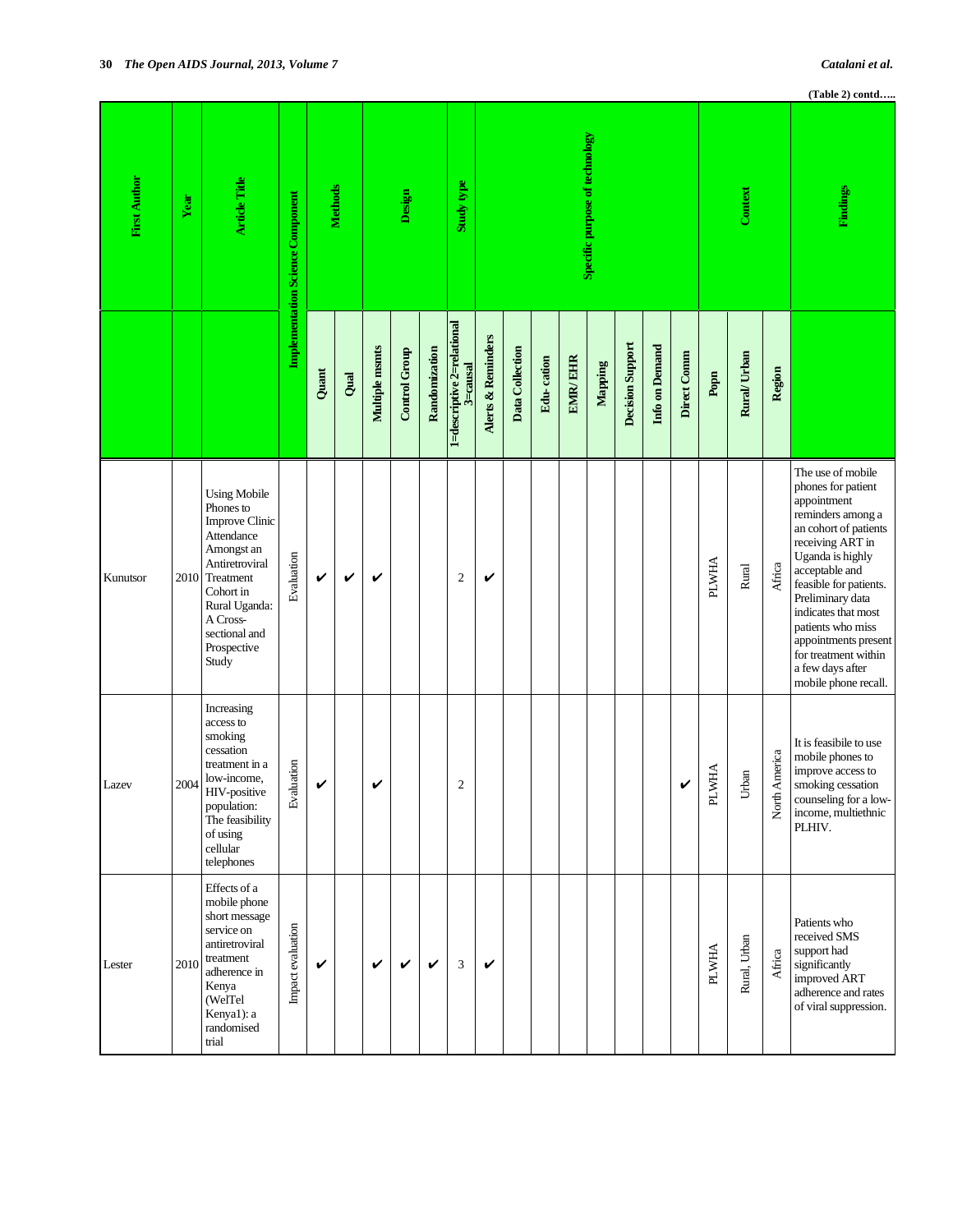(Table 2) contd…..

| First Author | Year | Article Title | Implementation Science Component | Methods | | Design | | | Study type | Specific purpose of technology | | | | | | | | Context | | | Findings |
|---|---|---|---|---|---|---|---|---|---|---|---|---|---|---|---|---|---|---|---|---|---|
| | | | | Quant | Qual | Multiple msmts | Control Group | Randomization | 1=descriptive 2=relational 3=causal | Alerts & Reminders | Data Collection | Edu- cation | EMR/ EHR | Mapping | Decision Support | Info on Demand | Direct Comm | Popn | Rural/ Urban | Region | |
| Kunutsor | 2010 | Using Mobile Phones to Improve Clinic Attendance Amongst an Antiretroviral Treatment Cohort in Rural Uganda: A Cross-sectional and Prospective Study | Evaluation | ✔ | ✔ | ✔ | | | 2 | ✔ | | | | | | | | PLWHA | Rural | Africa | The use of mobile phones for patient appointment reminders among a an cohort of patients receiving ART in Uganda is highly acceptable and feasible for patients. Preliminary data indicates that most patients who miss appointments present for treatment within a few days after mobile phone recall. |
| Lazev | 2004 | Increasing access to smoking cessation treatment in a low-income, HIV-positive population: The feasibility of using cellular telephones | Evaluation | ✔ | | ✔ | | | 2 | | | | | | | | ✔ | PLWHA | Urban | North America | It is feasibile to use mobile phones to improve access to smoking cessation counseling for a low-income, multiethnic PLHIV. |
| Lester | 2010 | Effects of a mobile phone short message service on antiretroviral treatment adherence in Kenya (WelTel Kenya1): a randomised trial | Impact evaluation | ✔ | | ✔ | ✔ | ✔ | 3 | ✔ | | | | | | | | PLWHA | Rural, Urban | Africa | Patients who received SMS support had significantly improved ART adherence and rates of viral suppression. |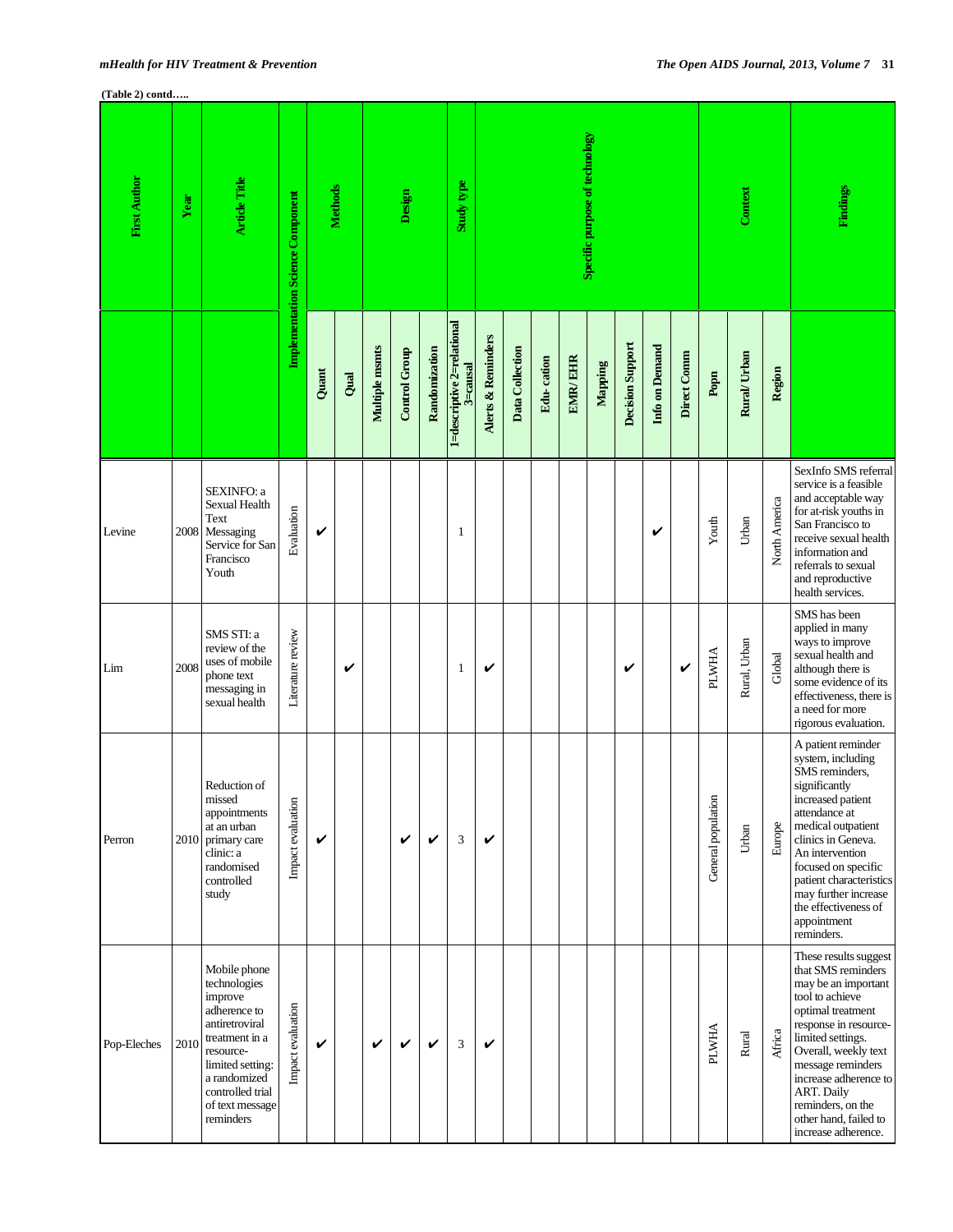(Table 2) contd…..

| First Author | Year | Article Title | Implementation Science Component | Methods | | Design | | | Study type | Specific purpose of technology | | | | | | | | Context | | | Findings |
|---|---|---|---|---|---|---|---|---|---|---|---|---|---|---|---|---|---|---|---|---|---|
| | | | Implementation Science Component | Quant | Qual | Multiple msmts | Control Group | Randomization | 1=descriptive 2=relational 3=causal | Alerts & Reminders | Data Collection | Edu- cation | EMR/ EHR | Mapping | Decision Support | Info on Demand | Direct Comm | Popn | Rural/ Urban | Region | |
| Levine | 2008 | SEXINFO: a Sexual Health Text Messaging Service for San Francisco Youth | Evaluation | ✔ | | | | | 1 | | | | | | | ✔ | | Youth | Urban | North America | SexInfo SMS referral service is a feasible and acceptable way for at-risk youths in San Francisco to receive sexual health information and referrals to sexual and reproductive health services. |
| Lim | 2008 | SMS STI: a review of the uses of mobile phone text messaging in sexual health | Literature review | | ✔ | | | | 1 | ✔ | | | | | ✔ | | ✔ | PLWHA | Rural, Urban | Global | SMS has been applied in many ways to improve sexual health and although there is some evidence of its effectiveness, there is a need for more rigorous evaluation. |
| Perron | 2010 | Reduction of missed appointments at an urban primary care clinic: a randomised controlled study | Impact evaluation | ✔ | | | ✔ | ✔ | 3 | ✔ | | | | | | | | General population | Urban | Europe | A patient reminder system, including SMS reminders, significantly increased patient attendance at medical outpatient clinics in Geneva. An intervention focused on specific patient characteristics may further increase the effectiveness of appointment reminders. |
| Pop-Eleches | 2010 | Mobile phone technologies improve adherence to antiretroviral treatment in a resource-limited setting: a randomized controlled trial of text message reminders | Impact evaluation | ✔ | | ✔ | ✔ | ✔ | 3 | ✔ | | | | | | | | PLWHA | Rural | Africa | These results suggest that SMS reminders may be an important tool to achieve optimal treatment response in resource-limited settings. Overall, weekly text message reminders increase adherence to ART. Daily reminders, on the other hand, failed to increase adherence. |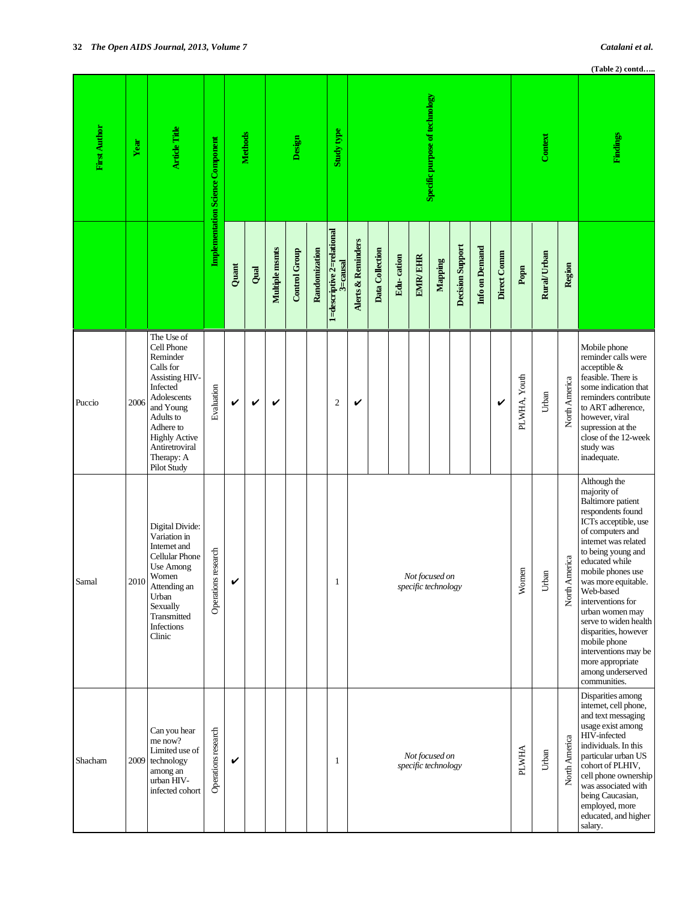(Table 2) contd…..

| First Author | Year | Article Title | Implementation Science Component | Methods | | Design | | | Study type | Specific purpose of technology | | | | | | | | Context | | | Findings |
|---|---|---|---|---|---|---|---|---|---|---|---|---|---|---|---|---|---|---|---|---|---|
| | | | | Quant | Qual | Multiple msmts | Control Group | Randomization | 1=descriptive 2=relational 3=causal | Alerts & Reminders | Data Collection | Edu- cation | EMR/EHR | Mapping | Decision Support | Info on Demand | Direct Comm | Popn | Rural/Urban | Region | |
| Puccio | 2006 | The Use of Cell Phone Reminder Calls for Assisting HIV-Infected Adolescents and Young Adults to Adhere to Highly Active Antiretroviral Therapy: A Pilot Study | Evaluation | ✔ | ✔ | ✔ | | | 2 | ✔ | | | | | | | ✔ | PLWHA, Youth | Urban | North America | Mobile phone reminder calls were acceptible & feasible. There is some indication that reminders contribute to ART adherence, however, viral supression at the close of the 12-week study was inadequate. |
| Samal | 2010 | Digital Divide: Variation in Internet and Cellular Phone Use Among Women Attending an Urban Sexually Transmitted Infections Clinic | Operations research | ✔ | | | | | 1 | *Not focused on specific technology* | | | | | | | | Women | Urban | North America | Although the majority of Baltimore patient respondents found ICTs acceptible, use of computers and internet was related to being young and educated while mobile phones use was more equitable. Web-based interventions for urban women may serve to widen health disparities, however mobile phone interventions may be more appropriate among underserved communities. |
| Shacham | 2009 | Can you hear me now? Limited use of technology among an urban HIV-infected cohort | Operations research | ✔ | | | | | 1 | *Not focused on specific technology* | | | | | | | | PLWHA | Urban | North America | Disparities among internet, cell phone, and text messaging usage exist among HIV-infected individuals. In this particular urban US cohort of PLHIV, cell phone ownership was associated with being Caucasian, employed, more educated, and higher salary. |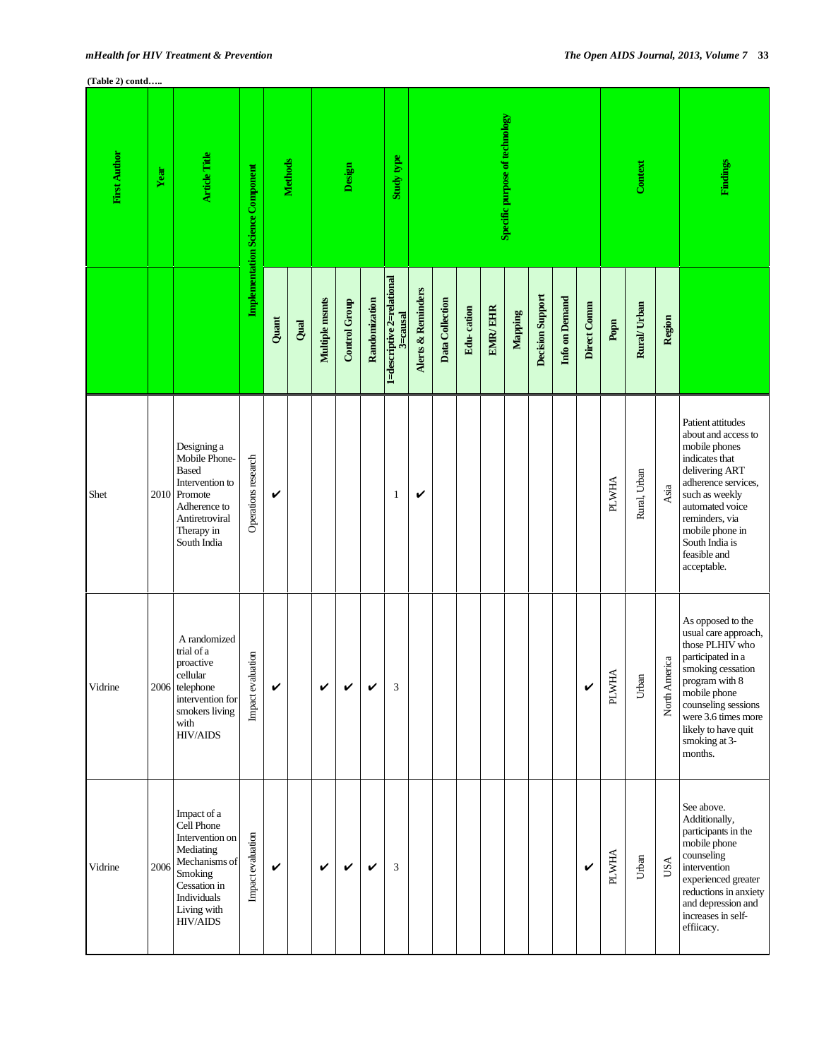**(Table 2) contd…..**

| First Author | Year | Article Title | Implementation Science Component | Methods | | Design | | | Study type | Specific purpose of technology | | | | | | | | | Context | | | Findings |
|---|---|---|---|---|---|---|---|---|---|---|---|---|---|---|---|---|---|---|---|---|---|---|
| | | | Implementation Science Component | Quant | Qual | Multiple msmts | Control Group | Randomization | 1=descriptive 2=relational 3=causal | Alerts & Reminders | Data Collection | Edu- cation | EMR/ EHR | Mapping | Decision Support | Info on Demand | Direct Comm | Popn | Rural/ Urban | Region | |
| Shet | 2010 | Designing a Mobile Phone-Based Intervention to Promote Adherence to Antiretroviral Therapy in South India | Operations research | ✔ | | | | | 1 | ✔ | | | | | | | | PLWHA | Rural, Urban | Asia | Patient attitudes about and access to mobile phones indicates that delivering ART adherence services, such as weekly automated voice reminders, via mobile phone in South India is feasible and acceptable. |
| Vidrine | 2006 | A randomized trial of a proactive cellular telephone intervention for smokers living with HIV/AIDS | Impact evaluation | ✔ | | ✔ | ✔ | ✔ | 3 | | | | | | | | ✔ | PLWHA | Urban | North America | As opposed to the usual care approach, those PLHIV who participated in a smoking cessation program with 8 mobile phone counseling sessions were 3.6 times more likely to have quit smoking at 3-months. |
| Vidrine | 2006 | Impact of a Cell Phone Intervention on Mediating Mechanisms of Smoking Cessation in Individuals Living with HIV/AIDS | Impact evaluation | ✔ | | ✔ | ✔ | ✔ | 3 | | | | | | | | ✔ | PLWHA | Urban | USA | See above. Additionally, participants in the mobile phone counseling intervention experienced greater reductions in anxiety and depression and increases in self-effiicacy. |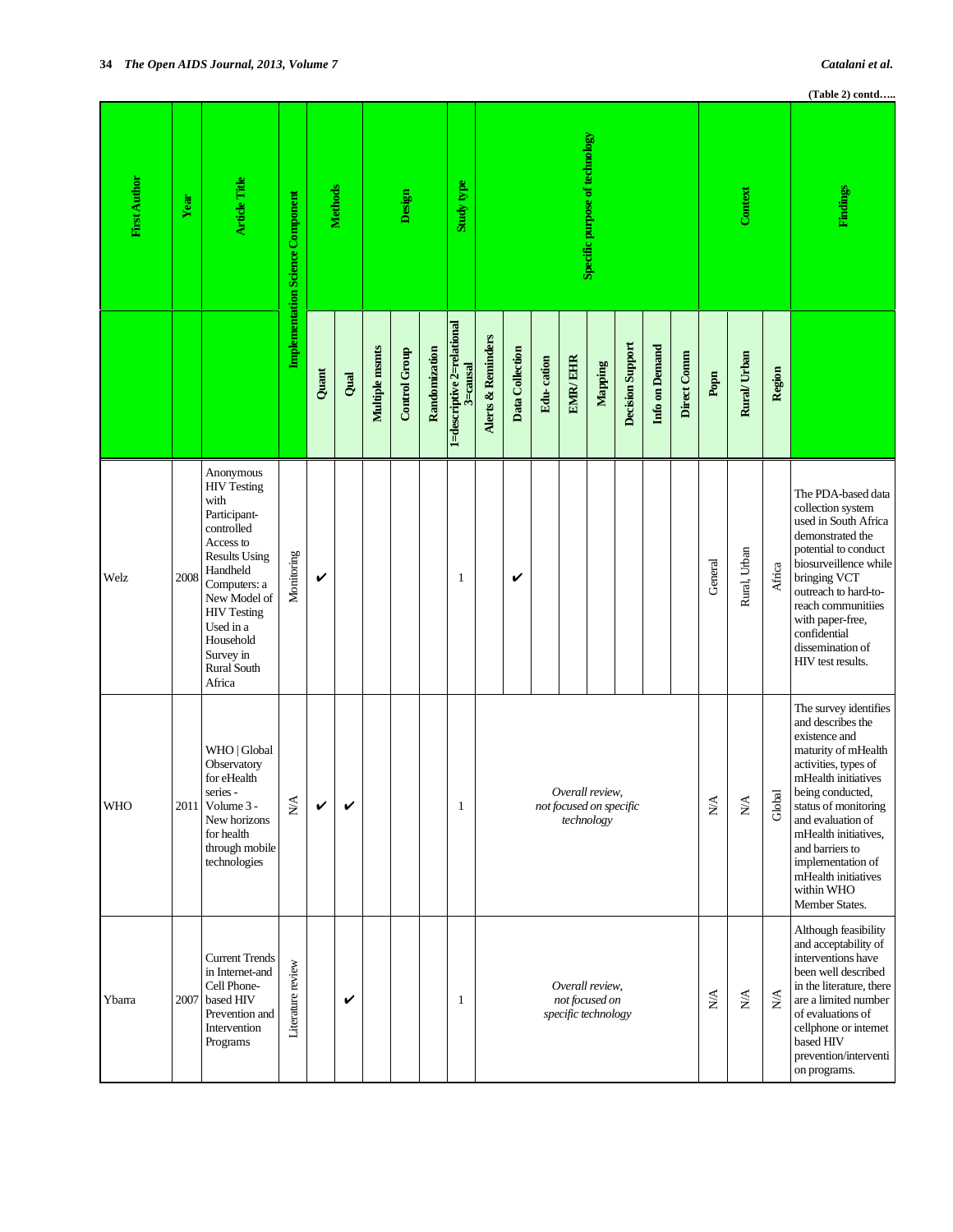(Table 2) contd…..

| First Author | Year | Article Title | Implementation Science Component | Methods | | Design | | | Study type | Specific purpose of technology | | | | | | | | | Context | | | Findings |
|---|---|---|---|---|---|---|---|---|---|---|---|---|---|---|---|---|---|---|---|---|---|---|
| | | | | Quant | Qual | Multiple msmts | Control Group | Randomization | 1=descriptive 2=relational 3=causal | Alerts & Reminders | Data Collection | Edu- cation | EMR/ EHR | Mapping | Decision Support | Info on Demand | Direct Comm | Popn | Rural/ Urban | Region | |
| Welz | 2008 | Anonymous HIV Testing with Participant-controlled Access to Results Using Handheld Computers: a New Model of HIV Testing Used in a Household Survey in Rural South Africa | Monitoring | ✔ | | | | | 1 | | ✔ | | | | | | | General | Rural, Urban | Africa | The PDA-based data collection system used in South Africa demonstrated the potential to conduct biosurveillence while bringing VCT outreach to hard-to-reach communitiies with paper-free, confidential dissemination of HIV test results. |
| WHO | 2011 | WHO \| Global Observatory for eHealth series - Volume 3 - New horizons for health through mobile technologies | N/A | ✔ | ✔ | | | | 1 | *Overall review, not focused on specific technology* | | | | | | | | N/A | N/A | Global | The survey identifies and describes the existence and maturity of mHealth activities, types of mHealth initiatives being conducted, status of monitoring and evaluation of mHealth initiatives, and barriers to implementation of mHealth initiatives within WHO Member States. |
| Ybarra | 2007 | Current Trends in Internet-and Cell Phone-based HIV Prevention and Intervention Programs | Literature review | | ✔ | | | | 1 | *Overall review, not focused on specific technology* | | | | | | | | N/A | N/A | N/A | Although feasibility and acceptability of interventions have been well described in the literature, there are a limited number of evaluations of cellphone or internet based HIV prevention/interventi on programs. |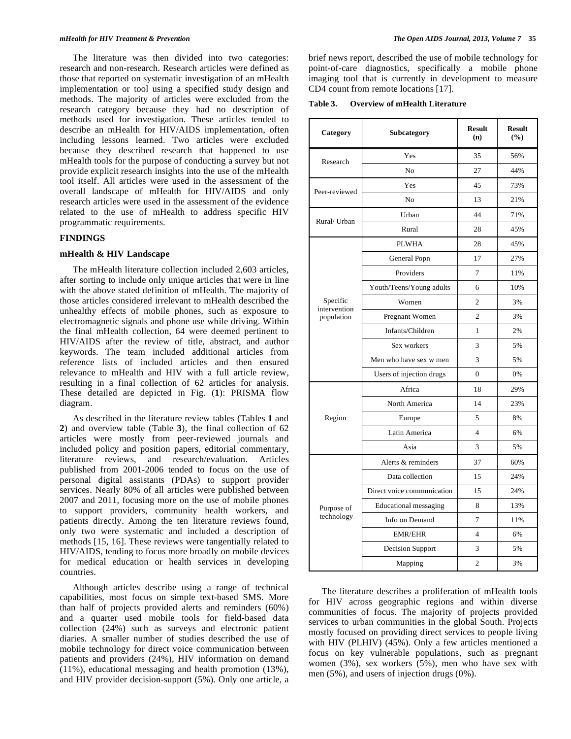The literature was then divided into two categories: research and non-research. Research articles were defined as those that reported on systematic investigation of an mHealth implementation or tool using a specified study design and methods. The majority of articles were excluded from the research category because they had no description of methods used for investigation. These articles tended to describe an mHealth for HIV/AIDS implementation, often including lessons learned. Two articles were excluded because they described research that happened to use mHealth tools for the purpose of conducting a survey but not provide explicit research insights into the use of the mHealth tool itself. All articles were used in the assessment of the overall landscape of mHealth for HIV/AIDS and only research articles were used in the assessment of the evidence related to the use of mHealth to address specific HIV programmatic requirements.

## FINDINGS

### mHealth & HIV Landscape

The mHealth literature collection included 2,603 articles, after sorting to include only unique articles that were in line with the above stated definition of mHealth. The majority of those articles considered irrelevant to mHealth described the unhealthy effects of mobile phones, such as exposure to electromagnetic signals and phone use while driving. Within the final mHealth collection, 64 were deemed pertinent to HIV/AIDS after the review of title, abstract, and author keywords. The team included additional articles from reference lists of included articles and then ensured relevance to mHealth and HIV with a full article review, resulting in a final collection of 62 articles for analysis. These detailed are depicted in Fig. (**1**): PRISMA flow diagram.

As described in the literature review tables (Tables **1** and **2**) and overview table (Table **3**), the final collection of 62 articles were mostly from peer-reviewed journals and included policy and position papers, editorial commentary, literature reviews, and research/evaluation. Articles published from 2001-2006 tended to focus on the use of personal digital assistants (PDAs) to support provider services. Nearly 80% of all articles were published between 2007 and 2011, focusing more on the use of mobile phones to support providers, community health workers, and patients directly. Among the ten literature reviews found, only two were systematic and included a description of methods [15, 16]. These reviews were tangentially related to HIV/AIDS, tending to focus more broadly on mobile devices for medical education or health services in developing countries.

Although articles describe using a range of technical capabilities, most focus on simple text-based SMS. More than half of projects provided alerts and reminders (60%) and a quarter used mobile tools for field-based data collection (24%) such as surveys and electronic patient diaries. A smaller number of studies described the use of mobile technology for direct voice communication between patients and providers (24%), HIV information on demand (11%), educational messaging and health promotion (13%), and HIV provider decision-support (5%). Only one article, a brief news report, described the use of mobile technology for point-of-care diagnostics, specifically a mobile phone imaging tool that is currently in development to measure CD4 count from remote locations [17].

**Table 3. Overview of mHealth Literature**

| Category | Subcategory | Result (n) | Result (%) |
|---|---|---|---|
| Research | Yes | 35 | 56% |
| | No | 27 | 44% |
| Peer-reviewed | Yes | 45 | 73% |
| | No | 13 | 21% |
| Rural/ Urban | Urban | 44 | 71% |
| | Rural | 28 | 45% |
| Specific intervention population | PLWHA | 28 | 45% |
| | General Popn | 17 | 27% |
| | Providers | 7 | 11% |
| | Youth/Teens/Young adults | 6 | 10% |
| | Women | 2 | 3% |
| | Pregnant Women | 2 | 3% |
| | Infants/Children | 1 | 2% |
| | Sex workers | 3 | 5% |
| | Men who have sex w men | 3 | 5% |
| | Users of injection drugs | 0 | 0% |
| Region | Africa | 18 | 29% |
| | North America | 14 | 23% |
| | Europe | 5 | 8% |
| | Latin America | 4 | 6% |
| | Asia | 3 | 5% |
| Purpose of technology | Alerts & reminders | 37 | 60% |
| | Data collection | 15 | 24% |
| | Direct voice communication | 15 | 24% |
| | Educational messaging | 8 | 13% |
| | Info on Demand | 7 | 11% |
| | EMR/EHR | 4 | 6% |
| | Decision Support | 3 | 5% |
| | Mapping | 2 | 3% |

The literature describes a proliferation of mHealth tools for HIV across geographic regions and within diverse communities of focus. The majority of projects provided services to urban communities in the global South. Projects mostly focused on providing direct services to people living with HIV (PLHIV) (45%). Only a few articles mentioned a focus on key vulnerable populations, such as pregnant women (3%), sex workers (5%), men who have sex with men (5%), and users of injection drugs (0%).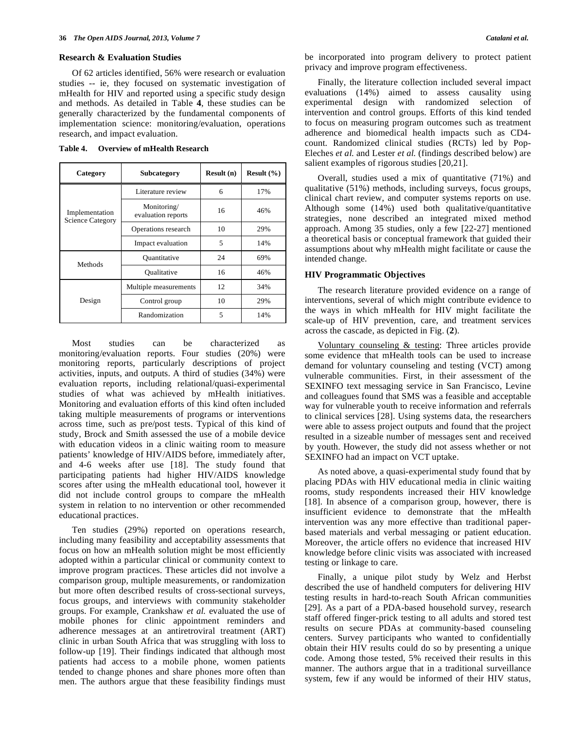### Research & Evaluation Studies

Of 62 articles identified, 56% were research or evaluation studies -- ie, they focused on systematic investigation of mHealth for HIV and reported using a specific study design and methods. As detailed in Table **4**, these studies can be generally characterized by the fundamental components of implementation science: monitoring/evaluation, operations research, and impact evaluation.

**Table 4. Overview of mHealth Research**

| Category | Subcategory | Result (n) | Result (%) |
|---|---|---|---|
| Implementation Science Category | Literature review | 6 | 17% |
| | Monitoring/ evaluation reports | 16 | 46% |
| | Operations research | 10 | 29% |
| | Impact evaluation | 5 | 14% |
| Methods | Quantitative | 24 | 69% |
| | Qualitative | 16 | 46% |
| Design | Multiple measurements | 12 | 34% |
| | Control group | 10 | 29% |
| | Randomization | 5 | 14% |

Most studies can be characterized as monitoring/evaluation reports. Four studies (20%) were monitoring reports, particularly descriptions of project activities, inputs, and outputs. A third of studies (34%) were evaluation reports, including relational/quasi-experimental studies of what was achieved by mHealth initiatives. Monitoring and evaluation efforts of this kind often included taking multiple measurements of programs or interventions across time, such as pre/post tests. Typical of this kind of study, Brock and Smith assessed the use of a mobile device with education videos in a clinic waiting room to measure patients' knowledge of HIV/AIDS before, immediately after, and 4-6 weeks after use [18]. The study found that participating patients had higher HIV/AIDS knowledge scores after using the mHealth educational tool, however it did not include control groups to compare the mHealth system in relation to no intervention or other recommended educational practices.

Ten studies (29%) reported on operations research, including many feasibility and acceptability assessments that focus on how an mHealth solution might be most efficiently adopted within a particular clinical or community context to improve program practices. These articles did not involve a comparison group, multiple measurements, or randomization but more often described results of cross-sectional surveys, focus groups, and interviews with community stakeholder groups. For example, Crankshaw *et al.* evaluated the use of mobile phones for clinic appointment reminders and adherence messages at an antiretroviral treatment (ART) clinic in urban South Africa that was struggling with loss to follow-up [19]. Their findings indicated that although most patients had access to a mobile phone, women patients tended to change phones and share phones more often than men. The authors argue that these feasibility findings must be incorporated into program delivery to protect patient privacy and improve program effectiveness.

Finally, the literature collection included several impact evaluations (14%) aimed to assess causality using experimental design with randomized selection of intervention and control groups. Efforts of this kind tended to focus on measuring program outcomes such as treatment adherence and biomedical health impacts such as CD4-count. Randomized clinical studies (RCTs) led by Pop-Eleches *et al.* and Lester *et al.* (findings described below) are salient examples of rigorous studies [20,21].

Overall, studies used a mix of quantitative (71%) and qualitative (51%) methods, including surveys, focus groups, clinical chart review, and computer systems reports on use. Although some (14%) used both qualitative/quantitative strategies, none described an integrated mixed method approach. Among 35 studies, only a few [22-27] mentioned a theoretical basis or conceptual framework that guided their assumptions about why mHealth might facilitate or cause the intended change.

### HIV Programmatic Objectives

The research literature provided evidence on a range of interventions, several of which might contribute evidence to the ways in which mHealth for HIV might facilitate the scale-up of HIV prevention, care, and treatment services across the cascade, as depicted in Fig. (**2**).

Voluntary counseling & testing: Three articles provide some evidence that mHealth tools can be used to increase demand for voluntary counseling and testing (VCT) among vulnerable communities. First, in their assessment of the SEXINFO text messaging service in San Francisco, Levine and colleagues found that SMS was a feasible and acceptable way for vulnerable youth to receive information and referrals to clinical services [28]. Using systems data, the researchers were able to assess project outputs and found that the project resulted in a sizeable number of messages sent and received by youth. However, the study did not assess whether or not SEXINFO had an impact on VCT uptake.

As noted above, a quasi-experimental study found that by placing PDAs with HIV educational media in clinic waiting rooms, study respondents increased their HIV knowledge [18]. In absence of a comparison group, however, there is insufficient evidence to demonstrate that the mHealth intervention was any more effective than traditional paper-based materials and verbal messaging or patient education. Moreover, the article offers no evidence that increased HIV knowledge before clinic visits was associated with increased testing or linkage to care.

Finally, a unique pilot study by Welz and Herbst described the use of handheld computers for delivering HIV testing results in hard-to-reach South African communities [29]. As a part of a PDA-based household survey, research staff offered finger-prick testing to all adults and stored test results on secure PDAs at community-based counseling centers. Survey participants who wanted to confidentially obtain their HIV results could do so by presenting a unique code. Among those tested, 5% received their results in this manner. The authors argue that in a traditional surveillance system, few if any would be informed of their HIV status,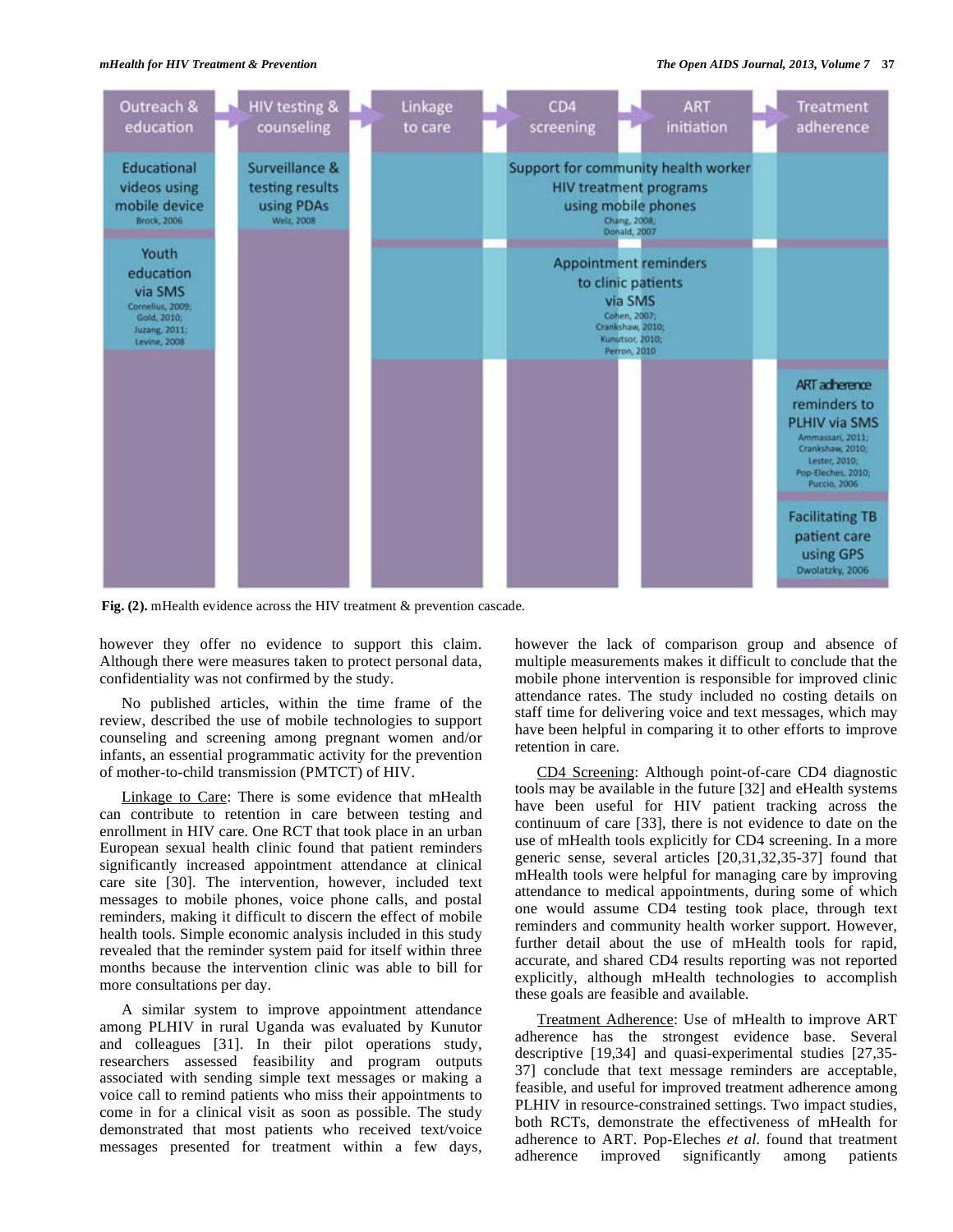Outreach & education

HIV testing & counseling

Linkage to care

CD4 screening

ART initiation

Treatment adherence

Educational videos using mobile device
Brock, 2006

Surveillance & testing results using PDAs
Welz, 2008

Support for community health worker HIV treatment programs using mobile phones
Chang, 2008; Donald, 2007

Youth education via SMS
Cornelius, 2009; Gold, 2010; Juzang, 2011; Levine, 2008

Appointment reminders to clinic patients via SMS
Cohen, 2007; Crankshaw, 2010; Kunutsor, 2010; Perron, 2010

ART adherence reminders to PLHIV via SMS
Ammassari, 2011; Crankshaw, 2010; Lester, 2010; Pop-Eleches, 2010; Puccio, 2006

Facilitating TB patient care using GPS
Dwolatzky, 2006

**Fig. (2).** mHealth evidence across the HIV treatment & prevention cascade.

however they offer no evidence to support this claim. Although there were measures taken to protect personal data, confidentiality was not confirmed by the study.

No published articles, within the time frame of the review, described the use of mobile technologies to support counseling and screening among pregnant women and/or infants, an essential programmatic activity for the prevention of mother-to-child transmission (PMTCT) of HIV.

Linkage to Care: There is some evidence that mHealth can contribute to retention in care between testing and enrollment in HIV care. One RCT that took place in an urban European sexual health clinic found that patient reminders significantly increased appointment attendance at clinical care site [30]. The intervention, however, included text messages to mobile phones, voice phone calls, and postal reminders, making it difficult to discern the effect of mobile health tools. Simple economic analysis included in this study revealed that the reminder system paid for itself within three months because the intervention clinic was able to bill for more consultations per day.

A similar system to improve appointment attendance among PLHIV in rural Uganda was evaluated by Kunutor and colleagues [31]. In their pilot operations study, researchers assessed feasibility and program outputs associated with sending simple text messages or making a voice call to remind patients who miss their appointments to come in for a clinical visit as soon as possible. The study demonstrated that most patients who received text/voice messages presented for treatment within a few days, however the lack of comparison group and absence of multiple measurements makes it difficult to conclude that the mobile phone intervention is responsible for improved clinic attendance rates. The study included no costing details on staff time for delivering voice and text messages, which may have been helpful in comparing it to other efforts to improve retention in care.

CD4 Screening: Although point-of-care CD4 diagnostic tools may be available in the future [32] and eHealth systems have been useful for HIV patient tracking across the continuum of care [33], there is not evidence to date on the use of mHealth tools explicitly for CD4 screening. In a more generic sense, several articles [20,31,32,35-37] found that mHealth tools were helpful for managing care by improving attendance to medical appointments, during some of which one would assume CD4 testing took place, through text reminders and community health worker support. However, further detail about the use of mHealth tools for rapid, accurate, and shared CD4 results reporting was not reported explicitly, although mHealth technologies to accomplish these goals are feasible and available.

Treatment Adherence: Use of mHealth to improve ART adherence has the strongest evidence base. Several descriptive [19,34] and quasi-experimental studies [27,35-37] conclude that text message reminders are acceptable, feasible, and useful for improved treatment adherence among PLHIV in resource-constrained settings. Two impact studies, both RCTs, demonstrate the effectiveness of mHealth for adherence to ART. Pop-Eleches *et al.* found that treatment adherence improved significantly among patients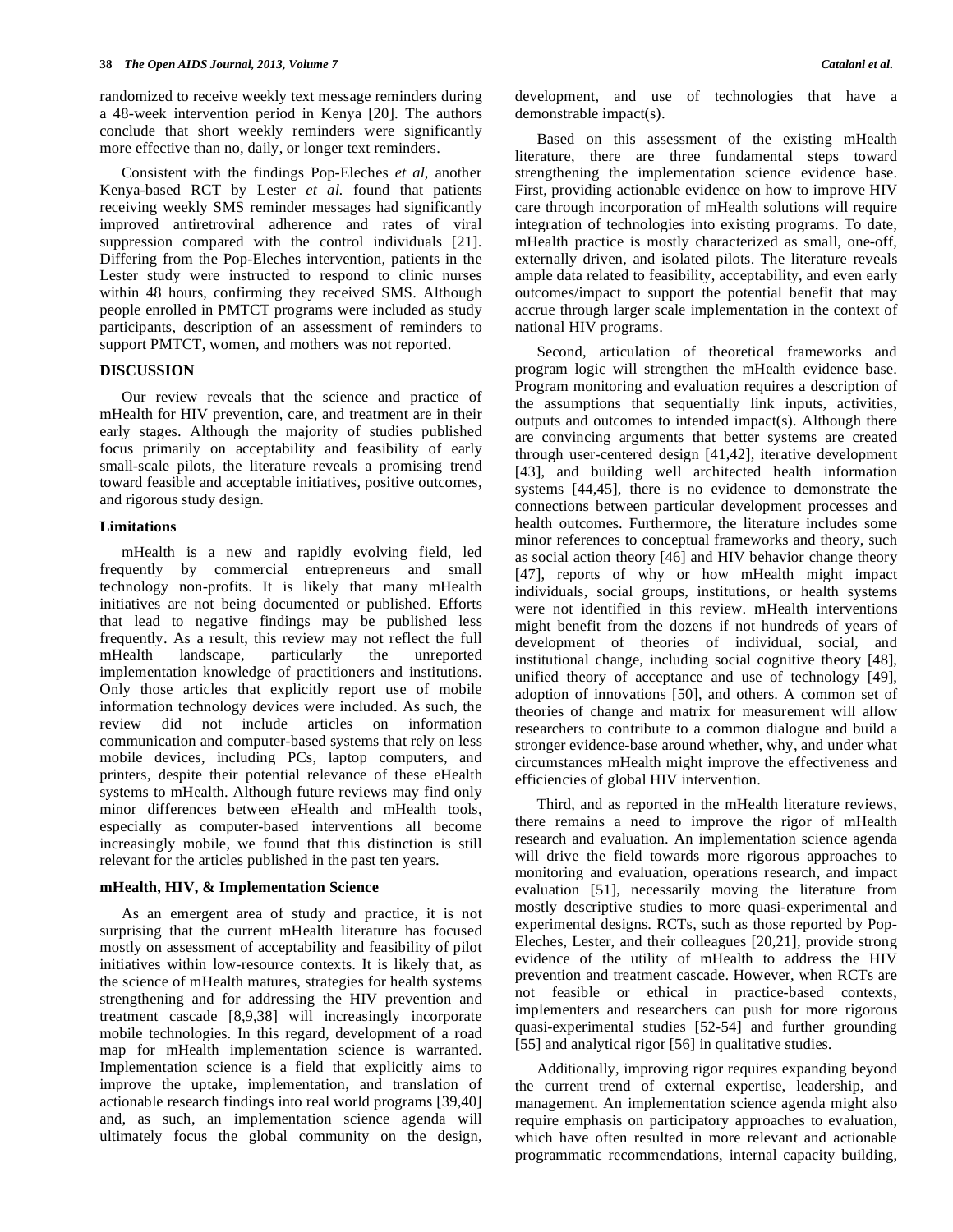randomized to receive weekly text message reminders during a 48-week intervention period in Kenya [20]. The authors conclude that short weekly reminders were significantly more effective than no, daily, or longer text reminders.

Consistent with the findings Pop-Eleches *et al*, another Kenya-based RCT by Lester *et al.* found that patients receiving weekly SMS reminder messages had significantly improved antiretroviral adherence and rates of viral suppression compared with the control individuals [21]. Differing from the Pop-Eleches intervention, patients in the Lester study were instructed to respond to clinic nurses within 48 hours, confirming they received SMS. Although people enrolled in PMTCT programs were included as study participants, description of an assessment of reminders to support PMTCT, women, and mothers was not reported.

## DISCUSSION

Our review reveals that the science and practice of mHealth for HIV prevention, care, and treatment are in their early stages. Although the majority of studies published focus primarily on acceptability and feasibility of early small-scale pilots, the literature reveals a promising trend toward feasible and acceptable initiatives, positive outcomes, and rigorous study design.

### Limitations

mHealth is a new and rapidly evolving field, led frequently by commercial entrepreneurs and small technology non-profits. It is likely that many mHealth initiatives are not being documented or published. Efforts that lead to negative findings may be published less frequently. As a result, this review may not reflect the full mHealth landscape, particularly the unreported implementation knowledge of practitioners and institutions. Only those articles that explicitly report use of mobile information technology devices were included. As such, the review did not include articles on information communication and computer-based systems that rely on less mobile devices, including PCs, laptop computers, and printers, despite their potential relevance of these eHealth systems to mHealth. Although future reviews may find only minor differences between eHealth and mHealth tools, especially as computer-based interventions all become increasingly mobile, we found that this distinction is still relevant for the articles published in the past ten years.

### mHealth, HIV, & Implementation Science

As an emergent area of study and practice, it is not surprising that the current mHealth literature has focused mostly on assessment of acceptability and feasibility of pilot initiatives within low-resource contexts. It is likely that, as the science of mHealth matures, strategies for health systems strengthening and for addressing the HIV prevention and treatment cascade [8,9,38] will increasingly incorporate mobile technologies. In this regard, development of a road map for mHealth implementation science is warranted. Implementation science is a field that explicitly aims to improve the uptake, implementation, and translation of actionable research findings into real world programs [39,40] and, as such, an implementation science agenda will ultimately focus the global community on the design, development, and use of technologies that have a demonstrable impact(s).

Based on this assessment of the existing mHealth literature, there are three fundamental steps toward strengthening the implementation science evidence base. First, providing actionable evidence on how to improve HIV care through incorporation of mHealth solutions will require integration of technologies into existing programs. To date, mHealth practice is mostly characterized as small, one-off, externally driven, and isolated pilots. The literature reveals ample data related to feasibility, acceptability, and even early outcomes/impact to support the potential benefit that may accrue through larger scale implementation in the context of national HIV programs.

Second, articulation of theoretical frameworks and program logic will strengthen the mHealth evidence base. Program monitoring and evaluation requires a description of the assumptions that sequentially link inputs, activities, outputs and outcomes to intended impact(s). Although there are convincing arguments that better systems are created through user-centered design [41,42], iterative development [43], and building well architected health information systems [44,45], there is no evidence to demonstrate the connections between particular development processes and health outcomes. Furthermore, the literature includes some minor references to conceptual frameworks and theory, such as social action theory [46] and HIV behavior change theory [47], reports of why or how mHealth might impact individuals, social groups, institutions, or health systems were not identified in this review. mHealth interventions might benefit from the dozens if not hundreds of years of development of theories of individual, social, and institutional change, including social cognitive theory [48], unified theory of acceptance and use of technology [49], adoption of innovations [50], and others. A common set of theories of change and matrix for measurement will allow researchers to contribute to a common dialogue and build a stronger evidence-base around whether, why, and under what circumstances mHealth might improve the effectiveness and efficiencies of global HIV intervention.

Third, and as reported in the mHealth literature reviews, there remains a need to improve the rigor of mHealth research and evaluation. An implementation science agenda will drive the field towards more rigorous approaches to monitoring and evaluation, operations research, and impact evaluation [51], necessarily moving the literature from mostly descriptive studies to more quasi-experimental and experimental designs. RCTs, such as those reported by Pop-Eleches, Lester, and their colleagues [20,21], provide strong evidence of the utility of mHealth to address the HIV prevention and treatment cascade. However, when RCTs are not feasible or ethical in practice-based contexts, implementers and researchers can push for more rigorous quasi-experimental studies [52-54] and further grounding [55] and analytical rigor [56] in qualitative studies.

Additionally, improving rigor requires expanding beyond the current trend of external expertise, leadership, and management. An implementation science agenda might also require emphasis on participatory approaches to evaluation, which have often resulted in more relevant and actionable programmatic recommendations, internal capacity building,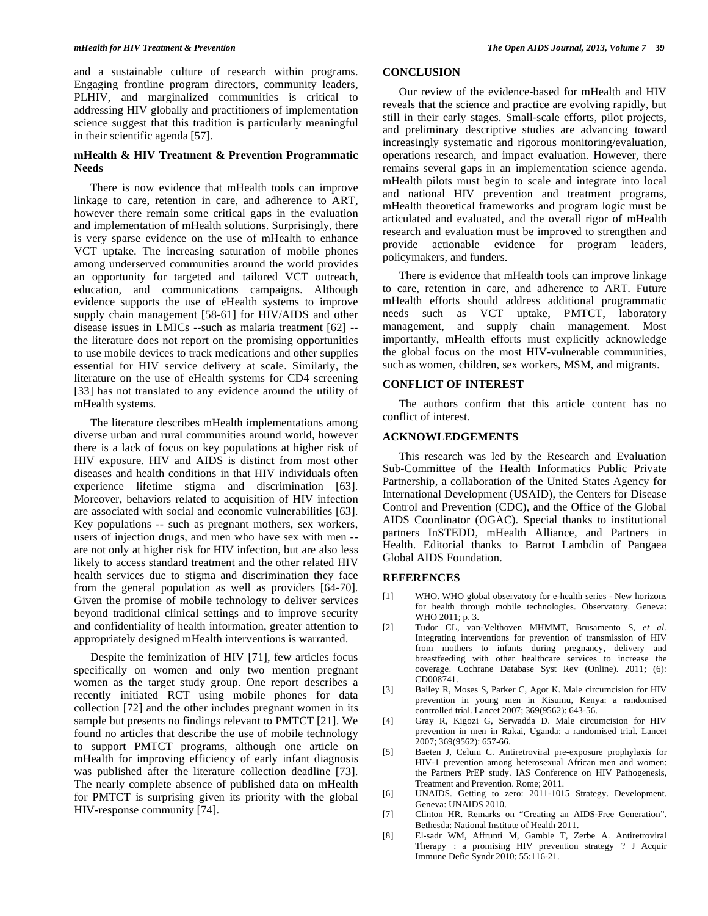and a sustainable culture of research within programs. Engaging frontline program directors, community leaders, PLHIV, and marginalized communities is critical to addressing HIV globally and practitioners of implementation science suggest that this tradition is particularly meaningful in their scientific agenda [57].

### mHealth & HIV Treatment & Prevention Programmatic Needs

There is now evidence that mHealth tools can improve linkage to care, retention in care, and adherence to ART, however there remain some critical gaps in the evaluation and implementation of mHealth solutions. Surprisingly, there is very sparse evidence on the use of mHealth to enhance VCT uptake. The increasing saturation of mobile phones among underserved communities around the world provides an opportunity for targeted and tailored VCT outreach, education, and communications campaigns. Although evidence supports the use of eHealth systems to improve supply chain management [58-61] for HIV/AIDS and other disease issues in LMICs --such as malaria treatment [62] --the literature does not report on the promising opportunities to use mobile devices to track medications and other supplies essential for HIV service delivery at scale. Similarly, the literature on the use of eHealth systems for CD4 screening [33] has not translated to any evidence around the utility of mHealth systems.

The literature describes mHealth implementations among diverse urban and rural communities around world, however there is a lack of focus on key populations at higher risk of HIV exposure. HIV and AIDS is distinct from most other diseases and health conditions in that HIV individuals often experience lifetime stigma and discrimination [63]. Moreover, behaviors related to acquisition of HIV infection are associated with social and economic vulnerabilities [63]. Key populations -- such as pregnant mothers, sex workers, users of injection drugs, and men who have sex with men -- are not only at higher risk for HIV infection, but are also less likely to access standard treatment and the other related HIV health services due to stigma and discrimination they face from the general population as well as providers [64-70]. Given the promise of mobile technology to deliver services beyond traditional clinical settings and to improve security and confidentiality of health information, greater attention to appropriately designed mHealth interventions is warranted.

Despite the feminization of HIV [71], few articles focus specifically on women and only two mention pregnant women as the target study group. One report describes a recently initiated RCT using mobile phones for data collection [72] and the other includes pregnant women in its sample but presents no findings relevant to PMTCT [21]. We found no articles that describe the use of mobile technology to support PMTCT programs, although one article on mHealth for improving efficiency of early infant diagnosis was published after the literature collection deadline [73]. The nearly complete absence of published data on mHealth for PMTCT is surprising given its priority with the global HIV-response community [74].

## CONCLUSION

Our review of the evidence-based for mHealth and HIV reveals that the science and practice are evolving rapidly, but still in their early stages. Small-scale efforts, pilot projects, and preliminary descriptive studies are advancing toward increasingly systematic and rigorous monitoring/evaluation, operations research, and impact evaluation. However, there remains several gaps in an implementation science agenda. mHealth pilots must begin to scale and integrate into local and national HIV prevention and treatment programs, mHealth theoretical frameworks and program logic must be articulated and evaluated, and the overall rigor of mHealth research and evaluation must be improved to strengthen and provide actionable evidence for program leaders, policymakers, and funders.

There is evidence that mHealth tools can improve linkage to care, retention in care, and adherence to ART. Future mHealth efforts should address additional programmatic needs such as VCT uptake, PMTCT, laboratory management, and supply chain management. Most importantly, mHealth efforts must explicitly acknowledge the global focus on the most HIV-vulnerable communities, such as women, children, sex workers, MSM, and migrants.

## CONFLICT OF INTEREST

The authors confirm that this article content has no conflict of interest.

## ACKNOWLEDGEMENTS

This research was led by the Research and Evaluation Sub-Committee of the Health Informatics Public Private Partnership, a collaboration of the United States Agency for International Development (USAID), the Centers for Disease Control and Prevention (CDC), and the Office of the Global AIDS Coordinator (OGAC). Special thanks to institutional partners InSTEDD, mHealth Alliance, and Partners in Health. Editorial thanks to Barrot Lambdin of Pangaea Global AIDS Foundation.

## REFERENCES

[1] WHO. WHO global observatory for e-health series - New horizons for health through mobile technologies. Observatory. Geneva: WHO 2011; p. 3.

[2] Tudor CL, van-Velthoven MHMMT, Brusamento S, *et al*. Integrating interventions for prevention of transmission of HIV from mothers to infants during pregnancy, delivery and breastfeeding with other healthcare services to increase the coverage. Cochrane Database Syst Rev (Online). 2011; (6): CD008741.

[3] Bailey R, Moses S, Parker C, Agot K. Male circumcision for HIV prevention in young men in Kisumu, Kenya: a randomised controlled trial. Lancet 2007; 369(9562): 643-56.

[4] Gray R, Kigozi G, Serwadda D. Male circumcision for HIV prevention in men in Rakai, Uganda: a randomised trial. Lancet 2007; 369(9562): 657-66.

[5] Baeten J, Celum C. Antiretroviral pre-exposure prophylaxis for HIV-1 prevention among heterosexual African men and women: the Partners PrEP study. IAS Conference on HIV Pathogenesis, Treatment and Prevention. Rome; 2011.

[6] UNAIDS. Getting to zero: 2011-1015 Strategy. Development. Geneva: UNAIDS 2010.

[7] Clinton HR. Remarks on “Creating an AIDS-Free Generation”. Bethesda: National Institute of Health 2011.

[8] El-sadr WM, Affrunti M, Gamble T, Zerbe A. Antiretroviral Therapy : a promising HIV prevention strategy ? J Acquir Immune Defic Syndr 2010; 55:116-21.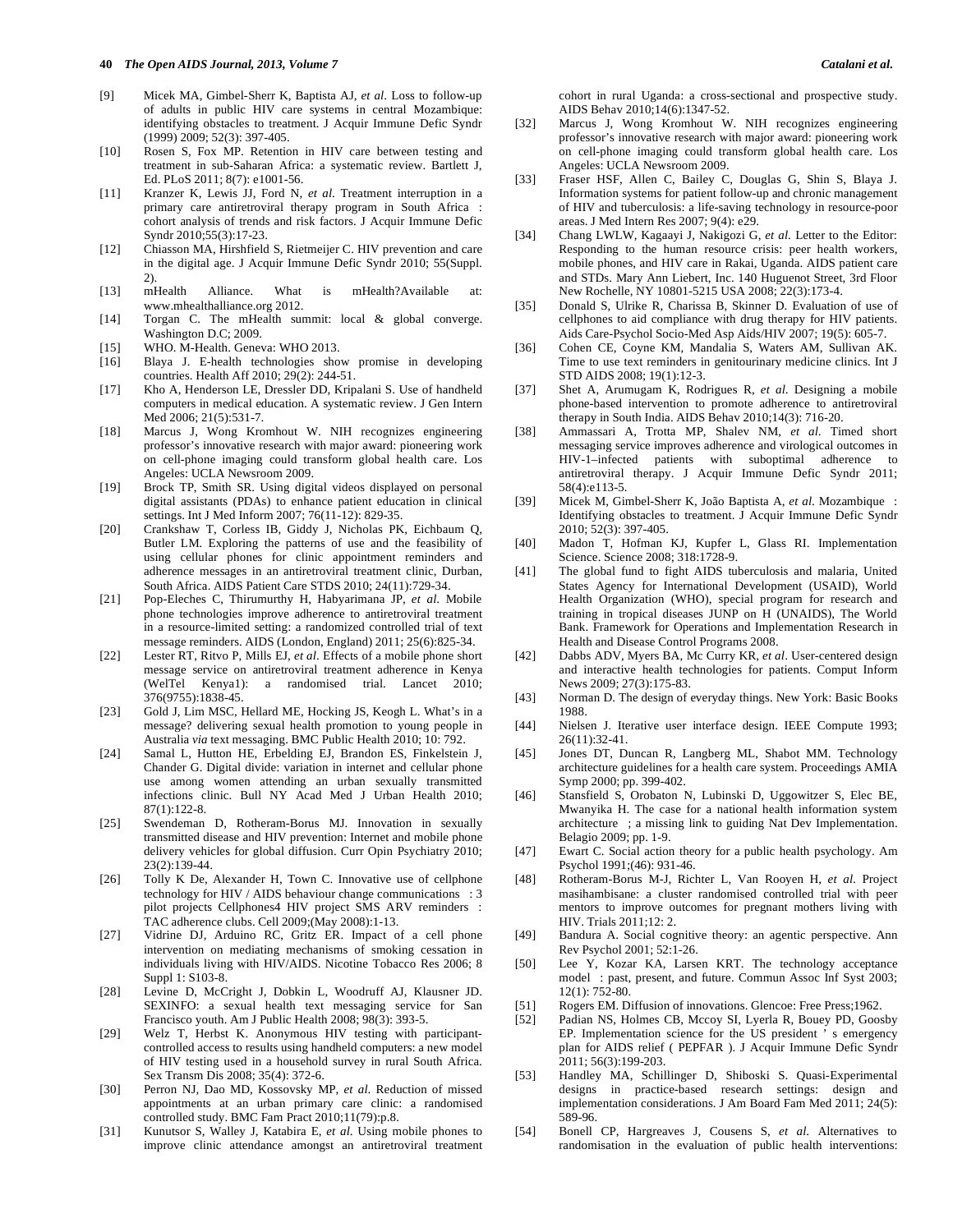[9] Micek MA, Gimbel-Sherr K, Baptista AJ, *et al*. Loss to follow-up of adults in public HIV care systems in central Mozambique: identifying obstacles to treatment. J Acquir Immune Defic Syndr (1999) 2009; 52(3): 397-405.

[10] Rosen S, Fox MP. Retention in HIV care between testing and treatment in sub-Saharan Africa: a systematic review. Bartlett J, Ed. PLoS 2011; 8(7): e1001-56.

[11] Kranzer K, Lewis JJ, Ford N, *et al*. Treatment interruption in a primary care antiretroviral therapy program in South Africa : cohort analysis of trends and risk factors. J Acquir Immune Defic Syndr 2010;55(3):17-23.

[12] Chiasson MA, Hirshfield S, Rietmeijer C. HIV prevention and care in the digital age. J Acquir Immune Defic Syndr 2010; 55(Suppl. 2).

[13] mHealth Alliance. What is mHealth?Available at: www.mhealthalliance.org 2012.

[14] Torgan C. The mHealth summit: local & global converge. Washington D.C; 2009.

[15] WHO. M-Health. Geneva: WHO 2013.

[16] Blaya J. E-health technologies show promise in developing countries. Health Aff 2010; 29(2): 244-51.

[17] Kho A, Henderson LE, Dressler DD, Kripalani S. Use of handheld computers in medical education. A systematic review. J Gen Intern Med 2006; 21(5):531-7.

[18] Marcus J, Wong Kromhout W. NIH recognizes engineering professor's innovative research with major award: pioneering work on cell-phone imaging could transform global health care. Los Angeles: UCLA Newsroom 2009.

[19] Brock TP, Smith SR. Using digital videos displayed on personal digital assistants (PDAs) to enhance patient education in clinical settings. Int J Med Inform 2007; 76(11-12): 829-35.

[20] Crankshaw T, Corless IB, Giddy J, Nicholas PK, Eichbaum Q, Butler LM. Exploring the patterns of use and the feasibility of using cellular phones for clinic appointment reminders and adherence messages in an antiretroviral treatment clinic, Durban, South Africa. AIDS Patient Care STDS 2010; 24(11):729-34.

[21] Pop-Eleches C, Thirumurthy H, Habyarimana JP, *et al*. Mobile phone technologies improve adherence to antiretroviral treatment in a resource-limited setting: a randomized controlled trial of text message reminders. AIDS (London, England) 2011; 25(6):825-34.

[22] Lester RT, Ritvo P, Mills EJ, *et al*. Effects of a mobile phone short message service on antiretroviral treatment adherence in Kenya (WelTel Kenya1): a randomised trial. Lancet 2010; 376(9755):1838-45.

[23] Gold J, Lim MSC, Hellard ME, Hocking JS, Keogh L. What's in a message? delivering sexual health promotion to young people in Australia *via* text messaging. BMC Public Health 2010; 10: 792.

[24] Samal L, Hutton HE, Erbelding EJ, Brandon ES, Finkelstein J, Chander G. Digital divide: variation in internet and cellular phone use among women attending an urban sexually transmitted infections clinic. Bull NY Acad Med J Urban Health 2010; 87(1):122-8.

[25] Swendeman D, Rotheram-Borus MJ. Innovation in sexually transmitted disease and HIV prevention: Internet and mobile phone delivery vehicles for global diffusion. Curr Opin Psychiatry 2010; 23(2):139-44.

[26] Tolly K De, Alexander H, Town C. Innovative use of cellphone technology for HIV / AIDS behaviour change communications : 3 pilot projects Cellphones4 HIV project SMS ARV reminders : TAC adherence clubs. Cell 2009;(May 2008):1-13.

[27] Vidrine DJ, Arduino RC, Gritz ER. Impact of a cell phone intervention on mediating mechanisms of smoking cessation in individuals living with HIV/AIDS. Nicotine Tobacco Res 2006; 8 Suppl 1: S103-8.

[28] Levine D, McCright J, Dobkin L, Woodruff AJ, Klausner JD. SEXINFO: a sexual health text messaging service for San Francisco youth. Am J Public Health 2008; 98(3): 393-5.

[29] Welz T, Herbst K. Anonymous HIV testing with participant-controlled access to results using handheld computers: a new model of HIV testing used in a household survey in rural South Africa. Sex Transm Dis 2008; 35(4): 372-6.

[30] Perron NJ, Dao MD, Kossovsky MP, *et al*. Reduction of missed appointments at an urban primary care clinic: a randomised controlled study. BMC Fam Pract 2010;11(79):p.8.

[31] Kunutsor S, Walley J, Katabira E, *et al*. Using mobile phones to improve clinic attendance amongst an antiretroviral treatment cohort in rural Uganda: a cross-sectional and prospective study. AIDS Behav 2010;14(6):1347-52.

[32] Marcus J, Wong Kromhout W. NIH recognizes engineering professor's innovative research with major award: pioneering work on cell-phone imaging could transform global health care. Los Angeles: UCLA Newsroom 2009.

[33] Fraser HSF, Allen C, Bailey C, Douglas G, Shin S, Blaya J. Information systems for patient follow-up and chronic management of HIV and tuberculosis: a life-saving technology in resource-poor areas. J Med Intern Res 2007; 9(4): e29.

[34] Chang LWLW, Kagaayi J, Nakigozi G, *et al*. Letter to the Editor: Responding to the human resource crisis: peer health workers, mobile phones, and HIV care in Rakai, Uganda. AIDS patient care and STDs. Mary Ann Liebert, Inc. 140 Huguenot Street, 3rd Floor New Rochelle, NY 10801-5215 USA 2008; 22(3):173-4.

[35] Donald S, Ulrike R, Charissa B, Skinner D. Evaluation of use of cellphones to aid compliance with drug therapy for HIV patients. Aids Care-Psychol Socio-Med Asp Aids/HIV 2007; 19(5): 605-7.

[36] Cohen CE, Coyne KM, Mandalia S, Waters AM, Sullivan AK. Time to use text reminders in genitourinary medicine clinics. Int J STD AIDS 2008; 19(1):12-3.

[37] Shet A, Arumugam K, Rodrigues R, *et al*. Designing a mobile phone-based intervention to promote adherence to antiretroviral therapy in South India. AIDS Behav 2010;14(3): 716-20.

[38] Ammassari A, Trotta MP, Shalev NM, *et al*. Timed short messaging service improves adherence and virological outcomes in HIV-1–infected patients with suboptimal adherence to antiretroviral therapy. J Acquir Immune Defic Syndr 2011; 58(4):e113-5.

[39] Micek M, Gimbel-Sherr K, João Baptista A, *et al*. Mozambique : Identifying obstacles to treatment. J Acquir Immune Defic Syndr 2010; 52(3): 397-405.

[40] Madon T, Hofman KJ, Kupfer L, Glass RI. Implementation Science. Science 2008; 318:1728-9.

[41] The global fund to fight AIDS tuberculosis and malaria, United States Agency for International Development (USAID), World Health Organization (WHO), special program for research and training in tropical diseases JUNP on H (UNAIDS), The World Bank. Framework for Operations and Implementation Research in Health and Disease Control Programs 2008.

[42] Dabbs ADV, Myers BA, Mc Curry KR, *et al*. User-centered design and interactive health technologies for patients. Comput Inform News 2009; 27(3):175-83.

[43] Norman D. The design of everyday things. New York: Basic Books 1988.

[44] Nielsen J. Iterative user interface design. IEEE Compute 1993; 26(11):32-41.

[45] Jones DT, Duncan R, Langberg ML, Shabot MM. Technology architecture guidelines for a health care system. Proceedings AMIA Symp 2000; pp. 399-402.

[46] Stansfield S, Orobaton N, Lubinski D, Uggowitzer S, Elec BE, Mwanyika H. The case for a national health information system architecture ; a missing link to guiding Nat Dev Implementation. Belagio 2009; pp. 1-9.

[47] Ewart C. Social action theory for a public health psychology. Am Psychol 1991;(46): 931-46.

[48] Rotheram-Borus M-J, Richter L, Van Rooyen H, *et al*. Project masihambisane: a cluster randomised controlled trial with peer mentors to improve outcomes for pregnant mothers living with HIV. Trials 2011;12: 2.

[49] Bandura A. Social cognitive theory: an agentic perspective. Ann Rev Psychol 2001; 52:1-26.

[50] Lee Y, Kozar KA, Larsen KRT. The technology acceptance model : past, present, and future. Commun Assoc Inf Syst 2003; 12(1): 752-80.

[51] Rogers EM. Diffusion of innovations. Glencoe: Free Press;1962.

[52] Padian NS, Holmes CB, Mccoy SI, Lyerla R, Bouey PD, Goosby EP. Implementation science for the US president ' s emergency plan for AIDS relief ( PEPFAR ). J Acquir Immune Defic Syndr 2011; 56(3):199-203.

[53] Handley MA, Schillinger D, Shiboski S. Quasi-Experimental designs in practice-based research settings: design and implementation considerations. J Am Board Fam Med 2011; 24(5): 589-96.

[54] Bonell CP, Hargreaves J, Cousens S, *et al*. Alternatives to randomisation in the evaluation of public health interventions: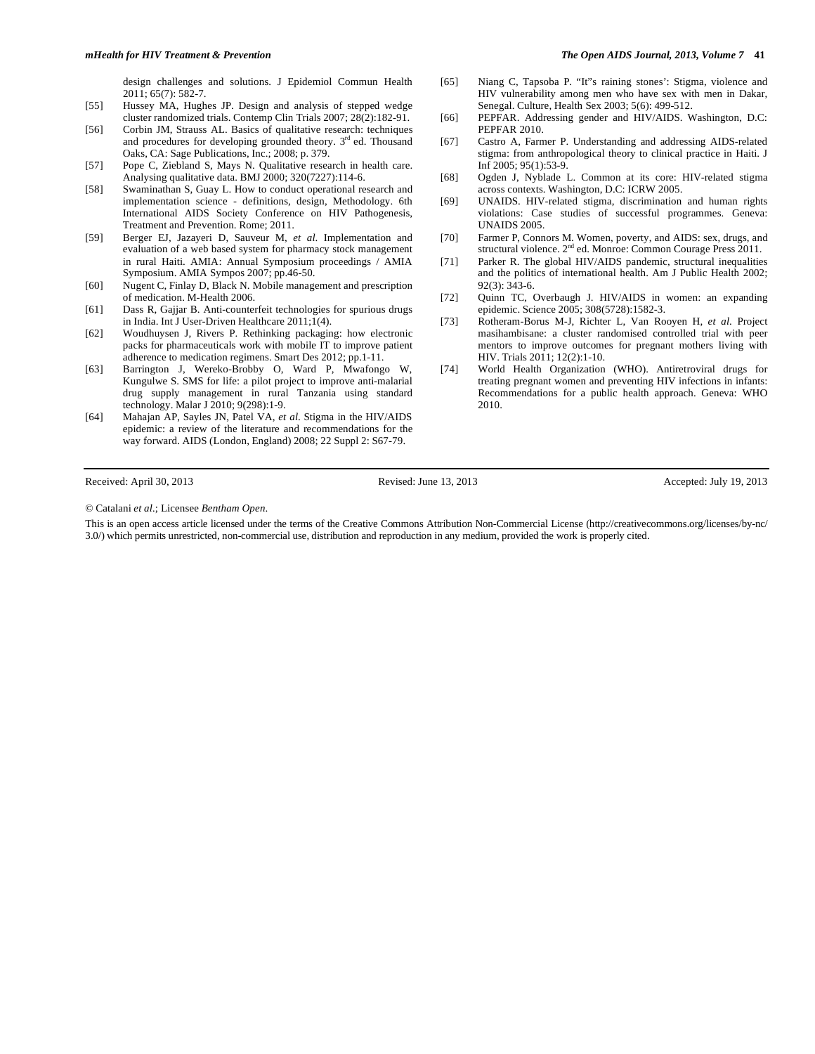design challenges and solutions. J Epidemiol Commun Health 2011; 65(7): 582-7.

[55] Hussey MA, Hughes JP. Design and analysis of stepped wedge cluster randomized trials. Contemp Clin Trials 2007; 28(2):182-91.

[56] Corbin JM, Strauss AL. Basics of qualitative research: techniques and procedures for developing grounded theory. 3rd ed. Thousand Oaks, CA: Sage Publications, Inc.; 2008; p. 379.

[57] Pope C, Ziebland S, Mays N. Qualitative research in health care. Analysing qualitative data. BMJ 2000; 320(7227):114-6.

[58] Swaminathan S, Guay L. How to conduct operational research and implementation science - definitions, design, Methodology. 6th International AIDS Society Conference on HIV Pathogenesis, Treatment and Prevention. Rome; 2011.

[59] Berger EJ, Jazayeri D, Sauveur M, *et al*. Implementation and evaluation of a web based system for pharmacy stock management in rural Haiti. AMIA: Annual Symposium proceedings / AMIA Symposium. AMIA Sympos 2007; pp.46-50.

[60] Nugent C, Finlay D, Black N. Mobile management and prescription of medication. M-Health 2006.

[61] Dass R, Gajjar B. Anti-counterfeit technologies for spurious drugs in India. Int J User-Driven Healthcare 2011;1(4).

[62] Woudhuysen J, Rivers P. Rethinking packaging: how electronic packs for pharmaceuticals work with mobile IT to improve patient adherence to medication regimens. Smart Des 2012; pp.1-11.

[63] Barrington J, Wereko-Brobby O, Ward P, Mwafongo W, Kungulwe S. SMS for life: a pilot project to improve anti-malarial drug supply management in rural Tanzania using standard technology. Malar J 2010; 9(298):1-9.

[64] Mahajan AP, Sayles JN, Patel VA, *et al*. Stigma in the HIV/AIDS epidemic: a review of the literature and recommendations for the way forward. AIDS (London, England) 2008; 22 Suppl 2: S67-79.

[65] Niang C, Tapsoba P. "It"s raining stones': Stigma, violence and HIV vulnerability among men who have sex with men in Dakar, Senegal. Culture, Health Sex 2003; 5(6): 499-512.

[66] PEPFAR. Addressing gender and HIV/AIDS. Washington, D.C: PEPFAR 2010.

[67] Castro A, Farmer P. Understanding and addressing AIDS-related stigma: from anthropological theory to clinical practice in Haiti. J Inf 2005; 95(1):53-9.

[68] Ogden J, Nyblade L. Common at its core: HIV-related stigma across contexts. Washington, D.C: ICRW 2005.

[69] UNAIDS. HIV-related stigma, discrimination and human rights violations: Case studies of successful programmes. Geneva: UNAIDS 2005.

[70] Farmer P, Connors M. Women, poverty, and AIDS: sex, drugs, and structural violence. 2nd ed. Monroe: Common Courage Press 2011.

[71] Parker R. The global HIV/AIDS pandemic, structural inequalities and the politics of international health. Am J Public Health 2002; 92(3): 343-6.

[72] Quinn TC, Overbaugh J. HIV/AIDS in women: an expanding epidemic. Science 2005; 308(5728):1582-3.

[73] Rotheram-Borus M-J, Richter L, Van Rooyen H, *et al*. Project masihambisane: a cluster randomised controlled trial with peer mentors to improve outcomes for pregnant mothers living with HIV. Trials 2011; 12(2):1-10.

[74] World Health Organization (WHO). Antiretroviral drugs for treating pregnant women and preventing HIV infections in infants: Recommendations for a public health approach. Geneva: WHO 2010.

---

Received: April 30, 2013 Revised: June 13, 2013 Accepted: July 19, 2013

© Catalani *et al*.; Licensee *Bentham Open*.

This is an open access article licensed under the terms of the Creative Commons Attribution Non-Commercial License (http://creativecommons.org/licenses/by-nc/3.0/) which permits unrestricted, non-commercial use, distribution and reproduction in any medium, provided the work is properly cited.